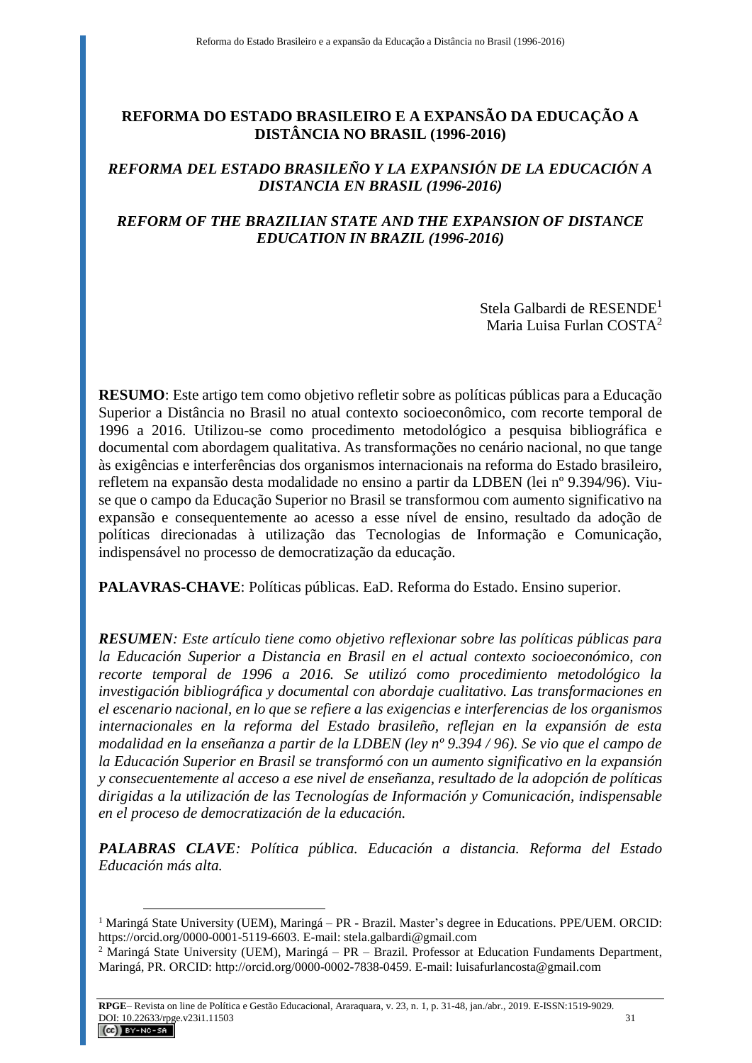# REFORMA DO ESTADO BRASILEIRO E A EXPANSÃO DA EDUCAÇÃO A DISTÂNCIA NO BRASIL (1996-2016)

## *REFORMA DEL ESTADO BRASILEÑO Y LA EXPANSIÓN DE LA EDUCACIÓN A DISTANCIA EN BRASIL (1996-2016)*

## *REFORM OF THE BRAZILIAN STATE AND THE EXPANSION OF DISTANCE EDUCATION IN BRAZIL (1996-2016)*

Stela Galbardi de RESENDE[1]
Maria Luisa Furlan COSTA[2]

**RESUMO**: Este artigo tem como objetivo refletir sobre as políticas públicas para a Educação Superior a Distância no Brasil no atual contexto socioeconômico, com recorte temporal de 1996 a 2016. Utilizou-se como procedimento metodológico a pesquisa bibliográfica e documental com abordagem qualitativa. As transformações no cenário nacional, no que tange às exigências e interferências dos organismos internacionais na reforma do Estado brasileiro, refletem na expansão desta modalidade no ensino a partir da LDBEN (lei nº 9.394/96). Viu-se que o campo da Educação Superior no Brasil se transformou com aumento significativo na expansão e consequentemente ao acesso a esse nível de ensino, resultado da adoção de políticas direcionadas à utilização das Tecnologias de Informação e Comunicação, indispensável no processo de democratização da educação.

**PALAVRAS-CHAVE**: Políticas públicas. EaD. Reforma do Estado. Ensino superior.

***RESUMEN****: Este artículo tiene como objetivo reflexionar sobre las políticas públicas para la Educación Superior a Distancia en Brasil en el actual contexto socioeconómico, con recorte temporal de 1996 a 2016. Se utilizó como procedimiento metodológico la investigación bibliográfica y documental con abordaje cualitativo. Las transformaciones en el escenario nacional, en lo que se refiere a las exigencias e interferencias de los organismos internacionales en la reforma del Estado brasileño, reflejan en la expansión de esta modalidad en la enseñanza a partir de la LDBEN (ley nº 9.394 / 96). Se vio que el campo de la Educación Superior en Brasil se transformó con un aumento significativo en la expansión y consecuentemente al acceso a ese nivel de enseñanza, resultado de la adopción de políticas dirigidas a la utilización de las Tecnologías de Información y Comunicación, indispensable en el proceso de democratización de la educación.*

***PALABRAS CLAVE****: Política pública. Educación a distancia. Reforma del Estado Educación más alta.*

---

[1] Maringá State University (UEM), Maringá – PR - Brazil. Master's degree in Educations. PPE/UEM. ORCID: https://orcid.org/0000-0001-5119-6603. E-mail: stela.galbardi@gmail.com

[2] Maringá State University (UEM), Maringá – PR – Brazil. Professor at Education Fundaments Department, Maringá, PR. ORCID: http://orcid.org/0000-0002-7838-0459. E-mail: luisafurlancosta@gmail.com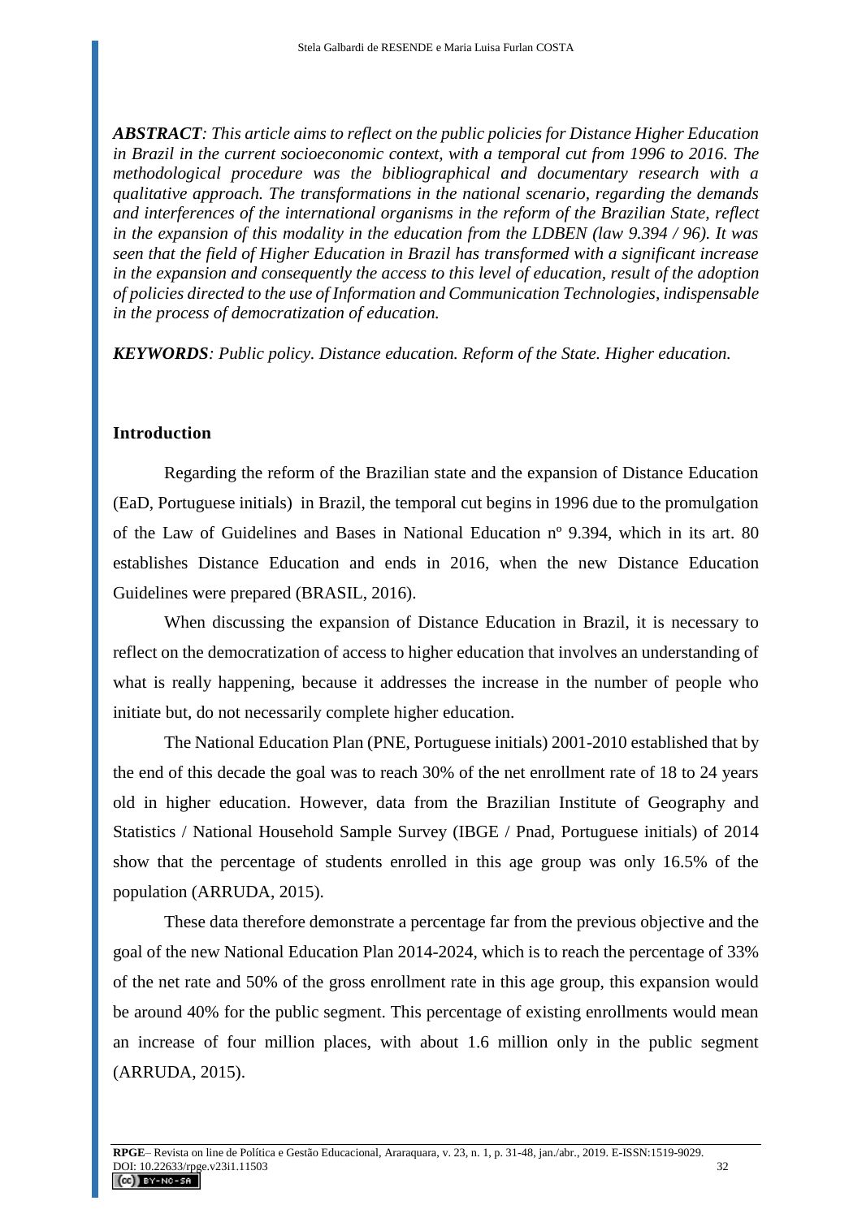***ABSTRACT****: This article aims to reflect on the public policies for Distance Higher Education in Brazil in the current socioeconomic context, with a temporal cut from 1996 to 2016. The methodological procedure was the bibliographical and documentary research with a qualitative approach. The transformations in the national scenario, regarding the demands and interferences of the international organisms in the reform of the Brazilian State, reflect in the expansion of this modality in the education from the LDBEN (law 9.394 / 96). It was seen that the field of Higher Education in Brazil has transformed with a significant increase in the expansion and consequently the access to this level of education, result of the adoption of policies directed to the use of Information and Communication Technologies, indispensable in the process of democratization of education.*

***KEYWORDS****: Public policy. Distance education. Reform of the State. Higher education.*

## Introduction

Regarding the reform of the Brazilian state and the expansion of Distance Education (EaD, Portuguese initials) in Brazil, the temporal cut begins in 1996 due to the promulgation of the Law of Guidelines and Bases in National Education nº 9.394, which in its art. 80 establishes Distance Education and ends in 2016, when the new Distance Education Guidelines were prepared (BRASIL, 2016).

When discussing the expansion of Distance Education in Brazil, it is necessary to reflect on the democratization of access to higher education that involves an understanding of what is really happening, because it addresses the increase in the number of people who initiate but, do not necessarily complete higher education.

The National Education Plan (PNE, Portuguese initials) 2001-2010 established that by the end of this decade the goal was to reach 30% of the net enrollment rate of 18 to 24 years old in higher education. However, data from the Brazilian Institute of Geography and Statistics / National Household Sample Survey (IBGE / Pnad, Portuguese initials) of 2014 show that the percentage of students enrolled in this age group was only 16.5% of the population (ARRUDA, 2015).

These data therefore demonstrate a percentage far from the previous objective and the goal of the new National Education Plan 2014-2024, which is to reach the percentage of 33% of the net rate and 50% of the gross enrollment rate in this age group, this expansion would be around 40% for the public segment. This percentage of existing enrollments would mean an increase of four million places, with about 1.6 million only in the public segment (ARRUDA, 2015).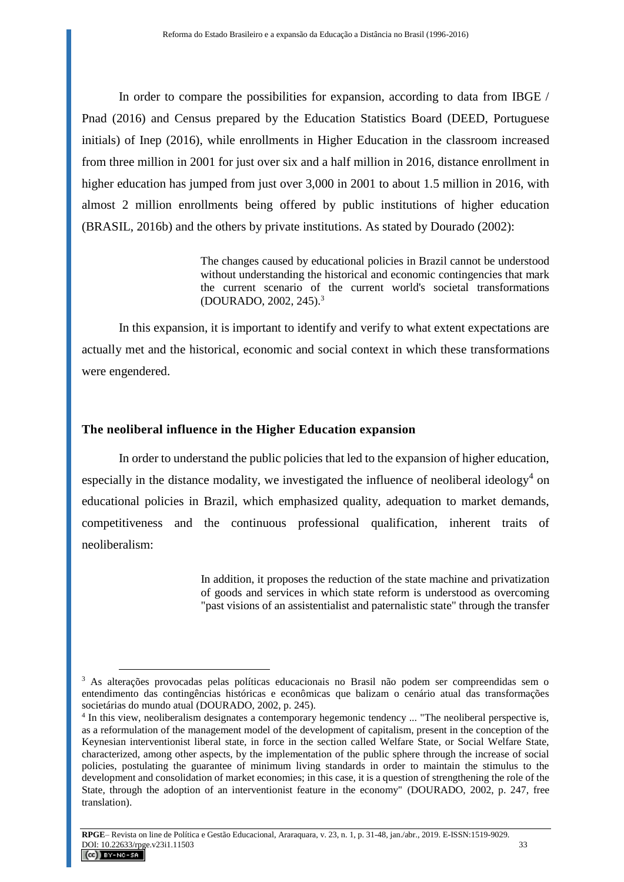In order to compare the possibilities for expansion, according to data from IBGE / Pnad (2016) and Census prepared by the Education Statistics Board (DEED, Portuguese initials) of Inep (2016), while enrollments in Higher Education in the classroom increased from three million in 2001 for just over six and a half million in 2016, distance enrollment in higher education has jumped from just over 3,000 in 2001 to about 1.5 million in 2016, with almost 2 million enrollments being offered by public institutions of higher education (BRASIL, 2016b) and the others by private institutions. As stated by Dourado (2002):

> The changes caused by educational policies in Brazil cannot be understood without understanding the historical and economic contingencies that mark the current scenario of the current world's societal transformations (DOURADO, 2002, 245).[3]

In this expansion, it is important to identify and verify to what extent expectations are actually met and the historical, economic and social context in which these transformations were engendered.

## The neoliberal influence in the Higher Education expansion

In order to understand the public policies that led to the expansion of higher education, especially in the distance modality, we investigated the influence of neoliberal ideology[4] on educational policies in Brazil, which emphasized quality, adequation to market demands, competitiveness and the continuous professional qualification, inherent traits of neoliberalism:

> In addition, it proposes the reduction of the state machine and privatization of goods and services in which state reform is understood as overcoming "past visions of an assistentialist and paternalistic state" through the transfer

---

[3] As alterações provocadas pelas políticas educacionais no Brasil não podem ser compreendidas sem o entendimento das contingências históricas e econômicas que balizam o cenário atual das transformações societárias do mundo atual (DOURADO, 2002, p. 245).

[4] In this view, neoliberalism designates a contemporary hegemonic tendency ... "The neoliberal perspective is, as a reformulation of the management model of the development of capitalism, present in the conception of the Keynesian interventionist liberal state, in force in the section called Welfare State, or Social Welfare State, characterized, among other aspects, by the implementation of the public sphere through the increase of social policies, postulating the guarantee of minimum living standards in order to maintain the stimulus to the development and consolidation of market economies; in this case, it is a question of strengthening the role of the State, through the adoption of an interventionist feature in the economy" (DOURADO, 2002, p. 247, free translation).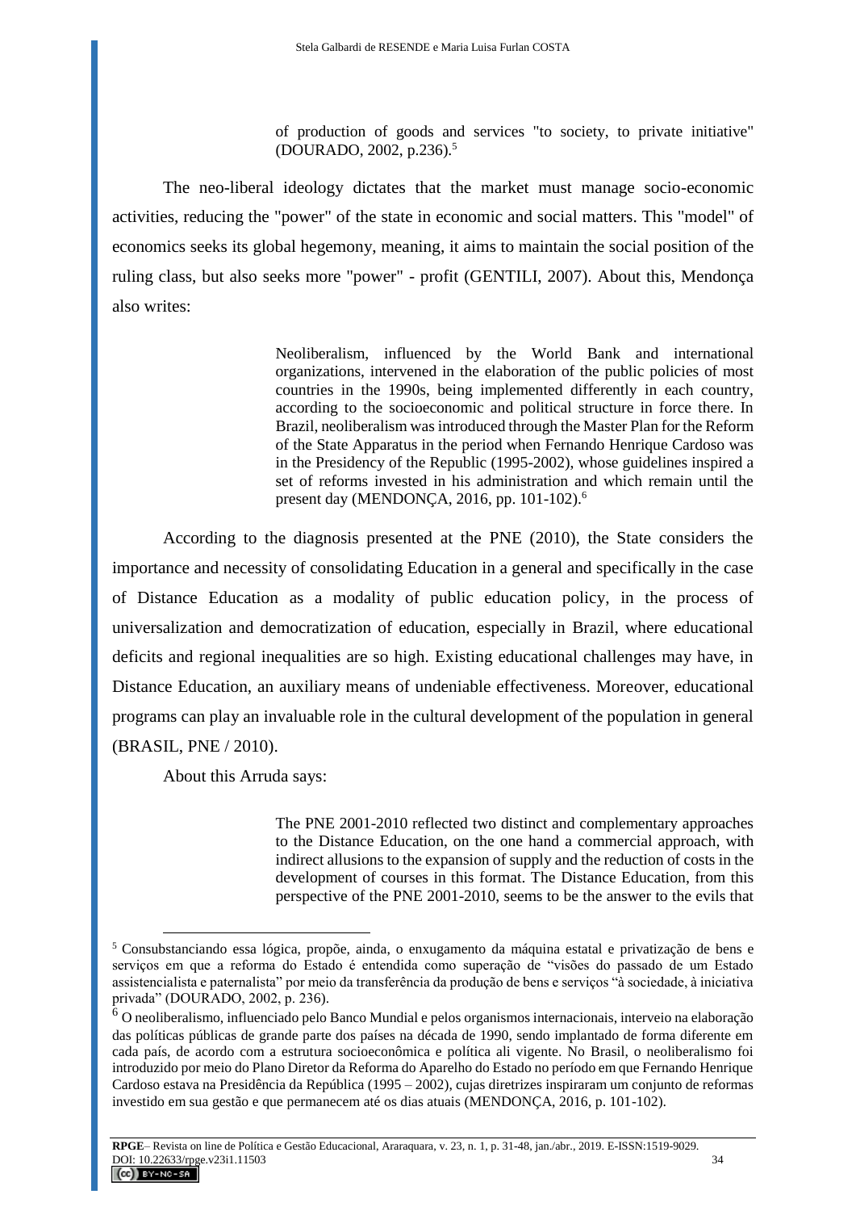> of production of goods and services "to society, to private initiative" (DOURADO, 2002, p.236).[5]

The neo-liberal ideology dictates that the market must manage socio-economic activities, reducing the "power" of the state in economic and social matters. This "model" of economics seeks its global hegemony, meaning, it aims to maintain the social position of the ruling class, but also seeks more "power" - profit (GENTILI, 2007). About this, Mendonça also writes:

> Neoliberalism, influenced by the World Bank and international organizations, intervened in the elaboration of the public policies of most countries in the 1990s, being implemented differently in each country, according to the socioeconomic and political structure in force there. In Brazil, neoliberalism was introduced through the Master Plan for the Reform of the State Apparatus in the period when Fernando Henrique Cardoso was in the Presidency of the Republic (1995-2002), whose guidelines inspired a set of reforms invested in his administration and which remain until the present day (MENDONÇA, 2016, pp. 101-102).[6]

According to the diagnosis presented at the PNE (2010), the State considers the importance and necessity of consolidating Education in a general and specifically in the case of Distance Education as a modality of public education policy, in the process of universalization and democratization of education, especially in Brazil, where educational deficits and regional inequalities are so high. Existing educational challenges may have, in Distance Education, an auxiliary means of undeniable effectiveness. Moreover, educational programs can play an invaluable role in the cultural development of the population in general (BRASIL, PNE / 2010).

About this Arruda says:

> The PNE 2001-2010 reflected two distinct and complementary approaches to the Distance Education, on the one hand a commercial approach, with indirect allusions to the expansion of supply and the reduction of costs in the development of courses in this format. The Distance Education, from this perspective of the PNE 2001-2010, seems to be the answer to the evils that

---

[5] Consubstanciando essa lógica, propõe, ainda, o enxugamento da máquina estatal e privatização de bens e serviços em que a reforma do Estado é entendida como superação de "visões do passado de um Estado assistencialista e paternalista" por meio da transferência da produção de bens e serviços "à sociedade, à iniciativa privada" (DOURADO, 2002, p. 236).

[6] O neoliberalismo, influenciado pelo Banco Mundial e pelos organismos internacionais, interveio na elaboração das políticas públicas de grande parte dos países na década de 1990, sendo implantado de forma diferente em cada país, de acordo com a estrutura socioeconômica e política ali vigente. No Brasil, o neoliberalismo foi introduzido por meio do Plano Diretor da Reforma do Aparelho do Estado no período em que Fernando Henrique Cardoso estava na Presidência da República (1995 – 2002), cujas diretrizes inspiraram um conjunto de reformas investido em sua gestão e que permanecem até os dias atuais (MENDONÇA, 2016, p. 101-102).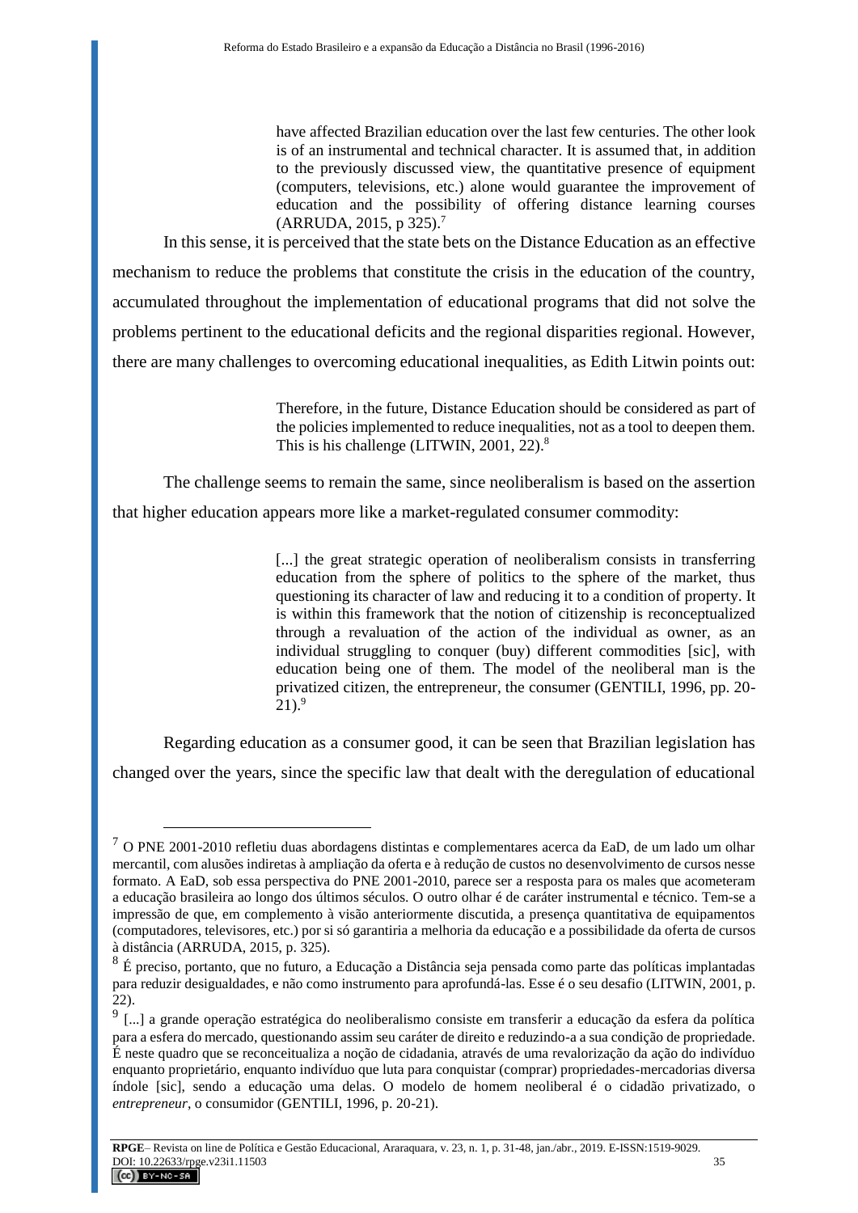> have affected Brazilian education over the last few centuries. The other look is of an instrumental and technical character. It is assumed that, in addition to the previously discussed view, the quantitative presence of equipment (computers, televisions, etc.) alone would guarantee the improvement of education and the possibility of offering distance learning courses (ARRUDA, 2015, p 325).[7]

In this sense, it is perceived that the state bets on the Distance Education as an effective mechanism to reduce the problems that constitute the crisis in the education of the country, accumulated throughout the implementation of educational programs that did not solve the problems pertinent to the educational deficits and the regional disparities regional. However, there are many challenges to overcoming educational inequalities, as Edith Litwin points out:

> Therefore, in the future, Distance Education should be considered as part of the policies implemented to reduce inequalities, not as a tool to deepen them. This is his challenge (LITWIN, 2001, 22).[8]

The challenge seems to remain the same, since neoliberalism is based on the assertion that higher education appears more like a market-regulated consumer commodity:

> [...] the great strategic operation of neoliberalism consists in transferring education from the sphere of politics to the sphere of the market, thus questioning its character of law and reducing it to a condition of property. It is within this framework that the notion of citizenship is reconceptualized through a revaluation of the action of the individual as owner, as an individual struggling to conquer (buy) different commodities [sic], with education being one of them. The model of the neoliberal man is the privatized citizen, the entrepreneur, the consumer (GENTILI, 1996, pp. 20-21).[9]

Regarding education as a consumer good, it can be seen that Brazilian legislation has changed over the years, since the specific law that dealt with the deregulation of educational

---

[7] O PNE 2001-2010 refletiu duas abordagens distintas e complementares acerca da EaD, de um lado um olhar mercantil, com alusões indiretas à ampliação da oferta e à redução de custos no desenvolvimento de cursos nesse formato. A EaD, sob essa perspectiva do PNE 2001-2010, parece ser a resposta para os males que acometeram a educação brasileira ao longo dos últimos séculos. O outro olhar é de caráter instrumental e técnico. Tem-se a impressão de que, em complemento à visão anteriormente discutida, a presença quantitativa de equipamentos (computadores, televisores, etc.) por si só garantiria a melhoria da educação e a possibilidade da oferta de cursos à distância (ARRUDA, 2015, p. 325).

[8] É preciso, portanto, que no futuro, a Educação a Distância seja pensada como parte das políticas implantadas para reduzir desigualdades, e não como instrumento para aprofundá-las. Esse é o seu desafio (LITWIN, 2001, p. 22).

[9] [...] a grande operação estratégica do neoliberalismo consiste em transferir a educação da esfera da política para a esfera do mercado, questionando assim seu caráter de direito e reduzindo-a a sua condição de propriedade. É neste quadro que se reconceitualiza a noção de cidadania, através de uma revalorização da ação do indivíduo enquanto proprietário, enquanto indivíduo que luta para conquistar (comprar) propriedades-mercadorias diversa índole [sic], sendo a educação uma delas. O modelo de homem neoliberal é o cidadão privatizado, o *entrepreneur*, o consumidor (GENTILI, 1996, p. 20-21).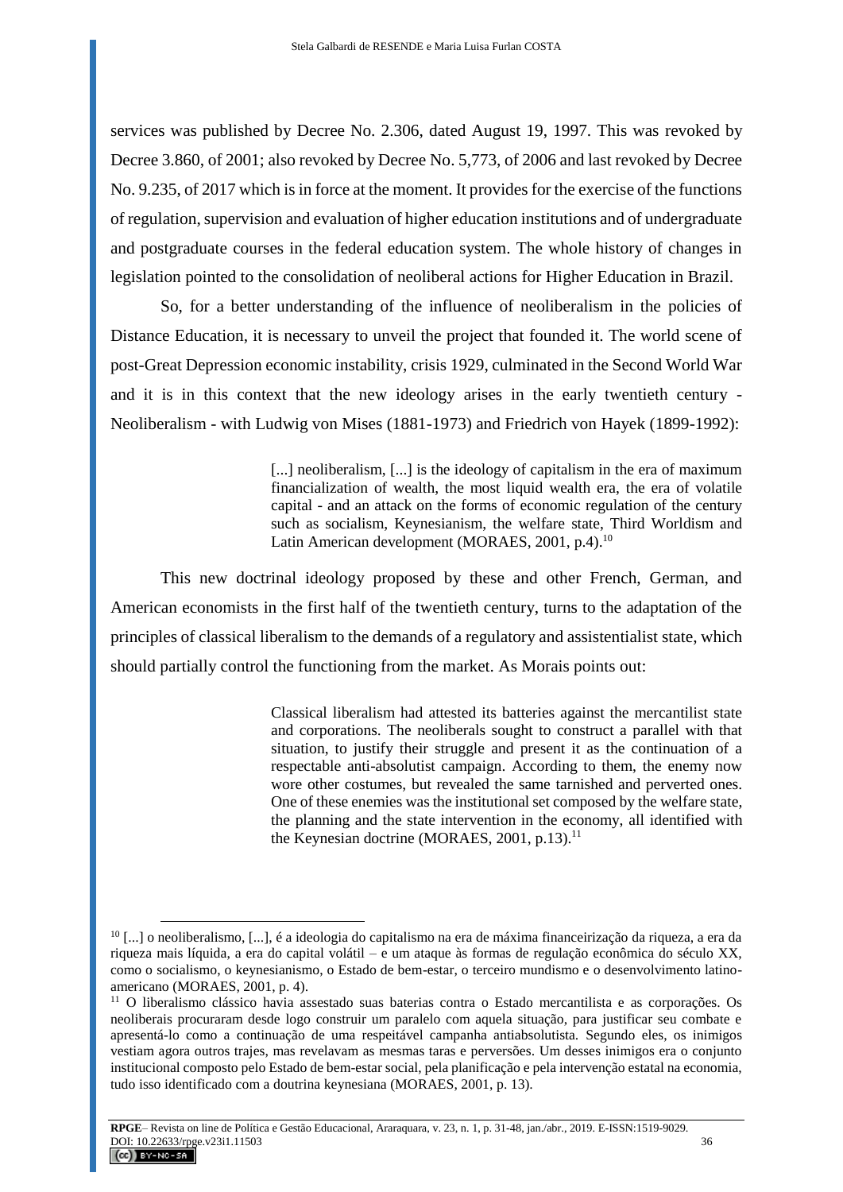services was published by Decree No. 2.306, dated August 19, 1997. This was revoked by Decree 3.860, of 2001; also revoked by Decree No. 5,773, of 2006 and last revoked by Decree No. 9.235, of 2017 which is in force at the moment. It provides for the exercise of the functions of regulation, supervision and evaluation of higher education institutions and of undergraduate and postgraduate courses in the federal education system. The whole history of changes in legislation pointed to the consolidation of neoliberal actions for Higher Education in Brazil.

So, for a better understanding of the influence of neoliberalism in the policies of Distance Education, it is necessary to unveil the project that founded it. The world scene of post-Great Depression economic instability, crisis 1929, culminated in the Second World War and it is in this context that the new ideology arises in the early twentieth century - Neoliberalism - with Ludwig von Mises (1881-1973) and Friedrich von Hayek (1899-1992):

> [...] neoliberalism, [...] is the ideology of capitalism in the era of maximum financialization of wealth, the most liquid wealth era, the era of volatile capital - and an attack on the forms of economic regulation of the century such as socialism, Keynesianism, the welfare state, Third Worldism and Latin American development (MORAES, 2001, p.4).[10]

This new doctrinal ideology proposed by these and other French, German, and American economists in the first half of the twentieth century, turns to the adaptation of the principles of classical liberalism to the demands of a regulatory and assistentialist state, which should partially control the functioning from the market. As Morais points out:

> Classical liberalism had attested its batteries against the mercantilist state and corporations. The neoliberals sought to construct a parallel with that situation, to justify their struggle and present it as the continuation of a respectable anti-absolutist campaign. According to them, the enemy now wore other costumes, but revealed the same tarnished and perverted ones. One of these enemies was the institutional set composed by the welfare state, the planning and the state intervention in the economy, all identified with the Keynesian doctrine (MORAES, 2001, p.13).[11]

---

[10] [...] o neoliberalismo, [...], é a ideologia do capitalismo na era de máxima financeirização da riqueza, a era da riqueza mais líquida, a era do capital volátil – e um ataque às formas de regulação econômica do século XX, como o socialismo, o keynesianismo, o Estado de bem-estar, o terceiro mundismo e o desenvolvimento latino-americano (MORAES, 2001, p. 4).

[11] O liberalismo clássico havia assestado suas baterias contra o Estado mercantilista e as corporações. Os neoliberais procuraram desde logo construir um paralelo com aquela situação, para justificar seu combate e apresentá-lo como a continuação de uma respeitável campanha antiabsolutista. Segundo eles, os inimigos vestiam agora outros trajes, mas revelavam as mesmas taras e perversões. Um desses inimigos era o conjunto institucional composto pelo Estado de bem-estar social, pela planificação e pela intervenção estatal na economia, tudo isso identificado com a doutrina keynesiana (MORAES, 2001, p. 13).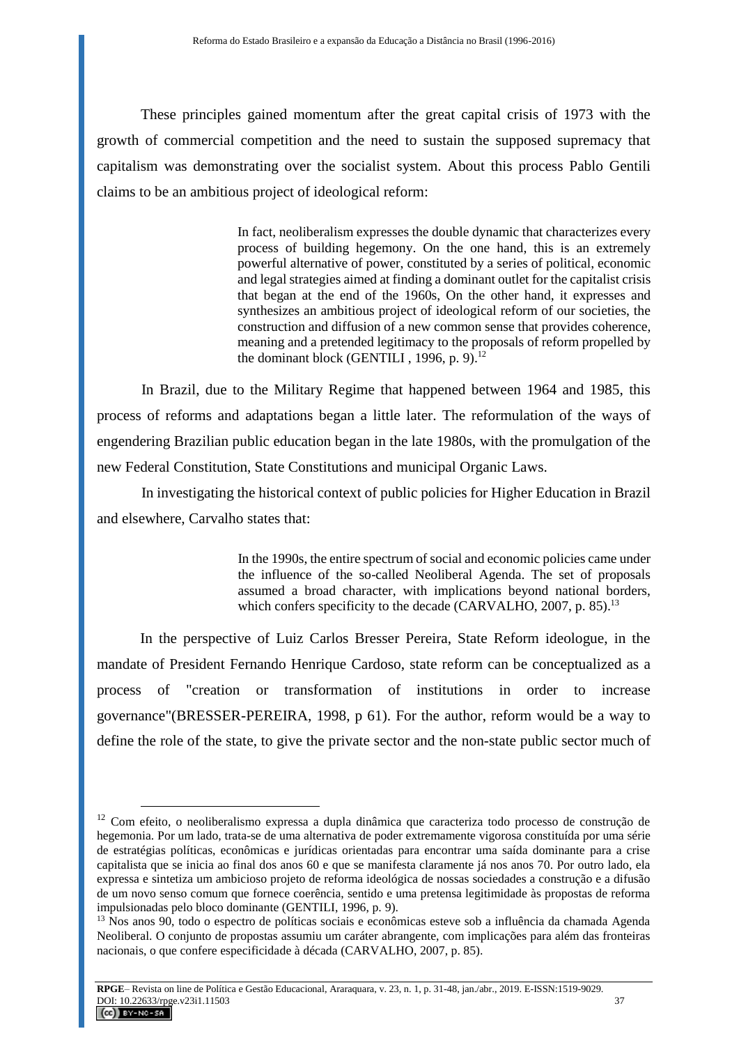These principles gained momentum after the great capital crisis of 1973 with the growth of commercial competition and the need to sustain the supposed supremacy that capitalism was demonstrating over the socialist system. About this process Pablo Gentili claims to be an ambitious project of ideological reform:

> In fact, neoliberalism expresses the double dynamic that characterizes every process of building hegemony. On the one hand, this is an extremely powerful alternative of power, constituted by a series of political, economic and legal strategies aimed at finding a dominant outlet for the capitalist crisis that began at the end of the 1960s, On the other hand, it expresses and synthesizes an ambitious project of ideological reform of our societies, the construction and diffusion of a new common sense that provides coherence, meaning and a pretended legitimacy to the proposals of reform propelled by the dominant block (GENTILI , 1996, p. 9).[12]

In Brazil, due to the Military Regime that happened between 1964 and 1985, this process of reforms and adaptations began a little later. The reformulation of the ways of engendering Brazilian public education began in the late 1980s, with the promulgation of the new Federal Constitution, State Constitutions and municipal Organic Laws.

In investigating the historical context of public policies for Higher Education in Brazil and elsewhere, Carvalho states that:

> In the 1990s, the entire spectrum of social and economic policies came under the influence of the so-called Neoliberal Agenda. The set of proposals assumed a broad character, with implications beyond national borders, which confers specificity to the decade (CARVALHO, 2007, p. 85).[13]

In the perspective of Luiz Carlos Bresser Pereira, State Reform ideologue, in the mandate of President Fernando Henrique Cardoso, state reform can be conceptualized as a process of "creation or transformation of institutions in order to increase governance"(BRESSER-PEREIRA, 1998, p 61). For the author, reform would be a way to define the role of the state, to give the private sector and the non-state public sector much of

---

[12] Com efeito, o neoliberalismo expressa a dupla dinâmica que caracteriza todo processo de construção de hegemonia. Por um lado, trata-se de uma alternativa de poder extremamente vigorosa constituída por uma série de estratégias políticas, econômicas e jurídicas orientadas para encontrar uma saída dominante para a crise capitalista que se inicia ao final dos anos 60 e que se manifesta claramente já nos anos 70. Por outro lado, ela expressa e sintetiza um ambicioso projeto de reforma ideológica de nossas sociedades a construção e a difusão de um novo senso comum que fornece coerência, sentido e uma pretensa legitimidade às propostas de reforma impulsionadas pelo bloco dominante (GENTILI, 1996, p. 9).

[13] Nos anos 90, todo o espectro de políticas sociais e econômicas esteve sob a influência da chamada Agenda Neoliberal. O conjunto de propostas assumiu um caráter abrangente, com implicações para além das fronteiras nacionais, o que confere especificidade à década (CARVALHO, 2007, p. 85).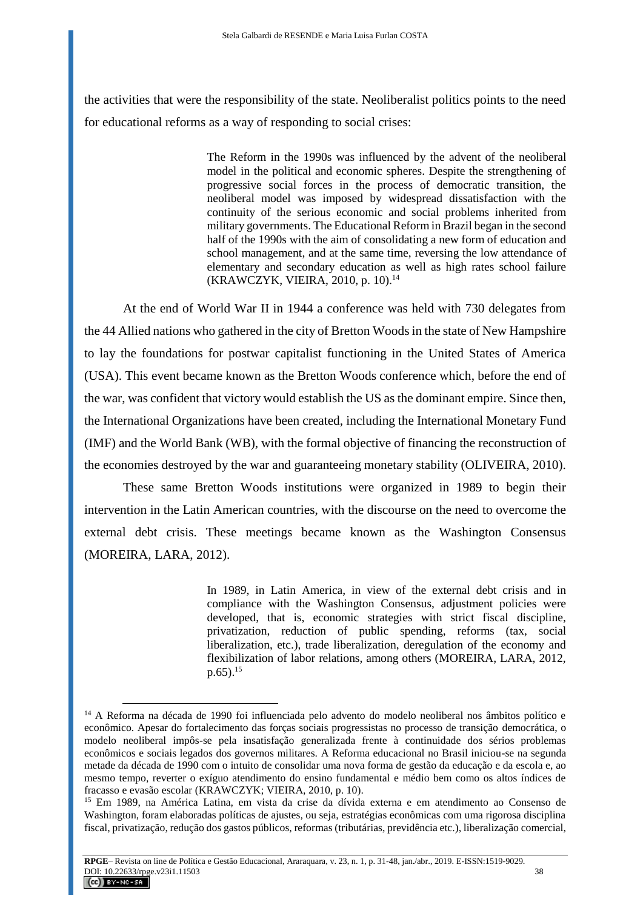the activities that were the responsibility of the state. Neoliberalist politics points to the need for educational reforms as a way of responding to social crises:

> The Reform in the 1990s was influenced by the advent of the neoliberal model in the political and economic spheres. Despite the strengthening of progressive social forces in the process of democratic transition, the neoliberal model was imposed by widespread dissatisfaction with the continuity of the serious economic and social problems inherited from military governments. The Educational Reform in Brazil began in the second half of the 1990s with the aim of consolidating a new form of education and school management, and at the same time, reversing the low attendance of elementary and secondary education as well as high rates school failure (KRAWCZYK, VIEIRA, 2010, p. 10).[14]

At the end of World War II in 1944 a conference was held with 730 delegates from the 44 Allied nations who gathered in the city of Bretton Woods in the state of New Hampshire to lay the foundations for postwar capitalist functioning in the United States of America (USA). This event became known as the Bretton Woods conference which, before the end of the war, was confident that victory would establish the US as the dominant empire. Since then, the International Organizations have been created, including the International Monetary Fund (IMF) and the World Bank (WB), with the formal objective of financing the reconstruction of the economies destroyed by the war and guaranteeing monetary stability (OLIVEIRA, 2010).

These same Bretton Woods institutions were organized in 1989 to begin their intervention in the Latin American countries, with the discourse on the need to overcome the external debt crisis. These meetings became known as the Washington Consensus (MOREIRA, LARA, 2012).

> In 1989, in Latin America, in view of the external debt crisis and in compliance with the Washington Consensus, adjustment policies were developed, that is, economic strategies with strict fiscal discipline, privatization, reduction of public spending, reforms (tax, social liberalization, etc.), trade liberalization, deregulation of the economy and flexibilization of labor relations, among others (MOREIRA, LARA, 2012, p.65).[15]

---

[14] A Reforma na década de 1990 foi influenciada pelo advento do modelo neoliberal nos âmbitos político e econômico. Apesar do fortalecimento das forças sociais progressistas no processo de transição democrática, o modelo neoliberal impôs-se pela insatisfação generalizada frente à continuidade dos sérios problemas econômicos e sociais legados dos governos militares. A Reforma educacional no Brasil iniciou-se na segunda metade da década de 1990 com o intuito de consolidar uma nova forma de gestão da educação e da escola e, ao mesmo tempo, reverter o exíguo atendimento do ensino fundamental e médio bem como os altos índices de fracasso e evasão escolar (KRAWCZYK; VIEIRA, 2010, p. 10).

[15] Em 1989, na América Latina, em vista da crise da dívida externa e em atendimento ao Consenso de Washington, foram elaboradas políticas de ajustes, ou seja, estratégias econômicas com uma rigorosa disciplina fiscal, privatização, redução dos gastos públicos, reformas (tributárias, previdência etc.), liberalização comercial,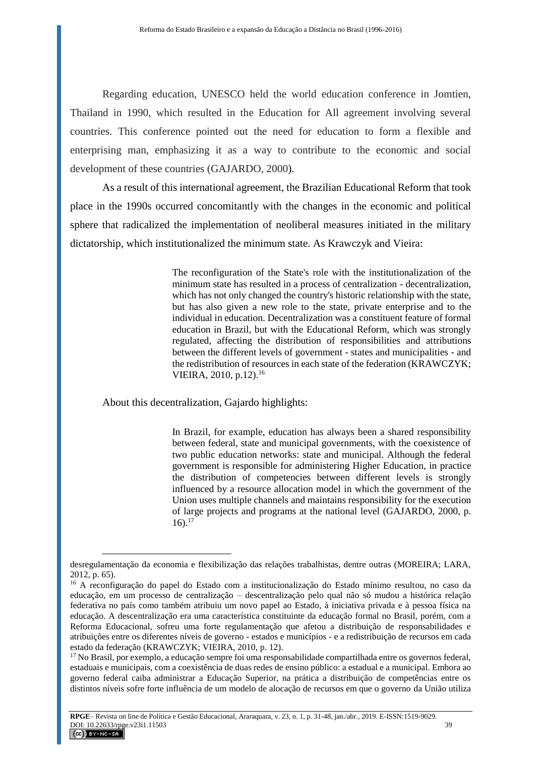Regarding education, UNESCO held the world education conference in Jomtien, Thailand in 1990, which resulted in the Education for All agreement involving several countries. This conference pointed out the need for education to form a flexible and enterprising man, emphasizing it as a way to contribute to the economic and social development of these countries (GAJARDO, 2000).

As a result of this international agreement, the Brazilian Educational Reform that took place in the 1990s occurred concomitantly with the changes in the economic and political sphere that radicalized the implementation of neoliberal measures initiated in the military dictatorship, which institutionalized the minimum state. As Krawczyk and Vieira:

> The reconfiguration of the State's role with the institutionalization of the minimum state has resulted in a process of centralization - decentralization, which has not only changed the country's historic relationship with the state, but has also given a new role to the state, private enterprise and to the individual in education. Decentralization was a constituent feature of formal education in Brazil, but with the Educational Reform, which was strongly regulated, affecting the distribution of responsibilities and attributions between the different levels of government - states and municipalities - and the redistribution of resources in each state of the federation (KRAWCZYK; VIEIRA, 2010, p.12).[16]

About this decentralization, Gajardo highlights:

> In Brazil, for example, education has always been a shared responsibility between federal, state and municipal governments, with the coexistence of two public education networks: state and municipal. Although the federal government is responsible for administering Higher Education, in practice the distribution of competencies between different levels is strongly influenced by a resource allocation model in which the government of the Union uses multiple channels and maintains responsibility for the execution of large projects and programs at the national level (GAJARDO, 2000, p. 16).[17]

---

desregulamentação da economia e flexibilização das relações trabalhistas, dentre outras (MOREIRA; LARA, 2012, p. 65).

[16] A reconfiguração do papel do Estado com a institucionalização do Estado mínimo resultou, no caso da educação, em um processo de centralização – descentralização pelo qual não só mudou a histórica relação federativa no país como também atribuiu um novo papel ao Estado, à iniciativa privada e à pessoa física na educação. A descentralização era uma característica constituinte da educação formal no Brasil, porém, com a Reforma Educacional, sofreu uma forte regulamentação que afetou a distribuição de responsabilidades e atribuições entre os diferentes níveis de governo - estados e municípios - e a redistribuição de recursos em cada estado da federação (KRAWCZYK; VIEIRA, 2010, p. 12).

[17] No Brasil, por exemplo, a educação sempre foi uma responsabilidade compartilhada entre os governos federal, estaduais e municipais, com a coexistência de duas redes de ensino público: a estadual e a municipal. Embora ao governo federal caiba administrar a Educação Superior, na prática a distribuição de competências entre os distintos níveis sofre forte influência de um modelo de alocação de recursos em que o governo da União utiliza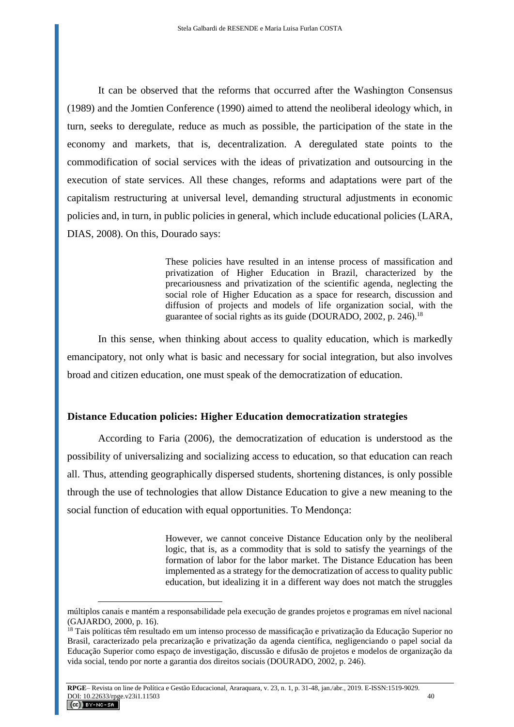It can be observed that the reforms that occurred after the Washington Consensus (1989) and the Jomtien Conference (1990) aimed to attend the neoliberal ideology which, in turn, seeks to deregulate, reduce as much as possible, the participation of the state in the economy and markets, that is, decentralization. A deregulated state points to the commodification of social services with the ideas of privatization and outsourcing in the execution of state services. All these changes, reforms and adaptations were part of the capitalism restructuring at universal level, demanding structural adjustments in economic policies and, in turn, in public policies in general, which include educational policies (LARA, DIAS, 2008). On this, Dourado says:

> These policies have resulted in an intense process of massification and privatization of Higher Education in Brazil, characterized by the precariousness and privatization of the scientific agenda, neglecting the social role of Higher Education as a space for research, discussion and diffusion of projects and models of life organization social, with the guarantee of social rights as its guide (DOURADO, 2002, p. 246).[18]

In this sense, when thinking about access to quality education, which is markedly emancipatory, not only what is basic and necessary for social integration, but also involves broad and citizen education, one must speak of the democratization of education.

## Distance Education policies: Higher Education democratization strategies

According to Faria (2006), the democratization of education is understood as the possibility of universalizing and socializing access to education, so that education can reach all. Thus, attending geographically dispersed students, shortening distances, is only possible through the use of technologies that allow Distance Education to give a new meaning to the social function of education with equal opportunities. To Mendonça:

> However, we cannot conceive Distance Education only by the neoliberal logic, that is, as a commodity that is sold to satisfy the yearnings of the formation of labor for the labor market. The Distance Education has been implemented as a strategy for the democratization of access to quality public education, but idealizing it in a different way does not match the struggles

---

múltiplos canais e mantém a responsabilidade pela execução de grandes projetos e programas em nível nacional (GAJARDO, 2000, p. 16).

[18] Tais políticas têm resultado em um intenso processo de massificação e privatização da Educação Superior no Brasil, caracterizado pela precarização e privatização da agenda científica, negligenciando o papel social da Educação Superior como espaço de investigação, discussão e difusão de projetos e modelos de organização da vida social, tendo por norte a garantia dos direitos sociais (DOURADO, 2002, p. 246).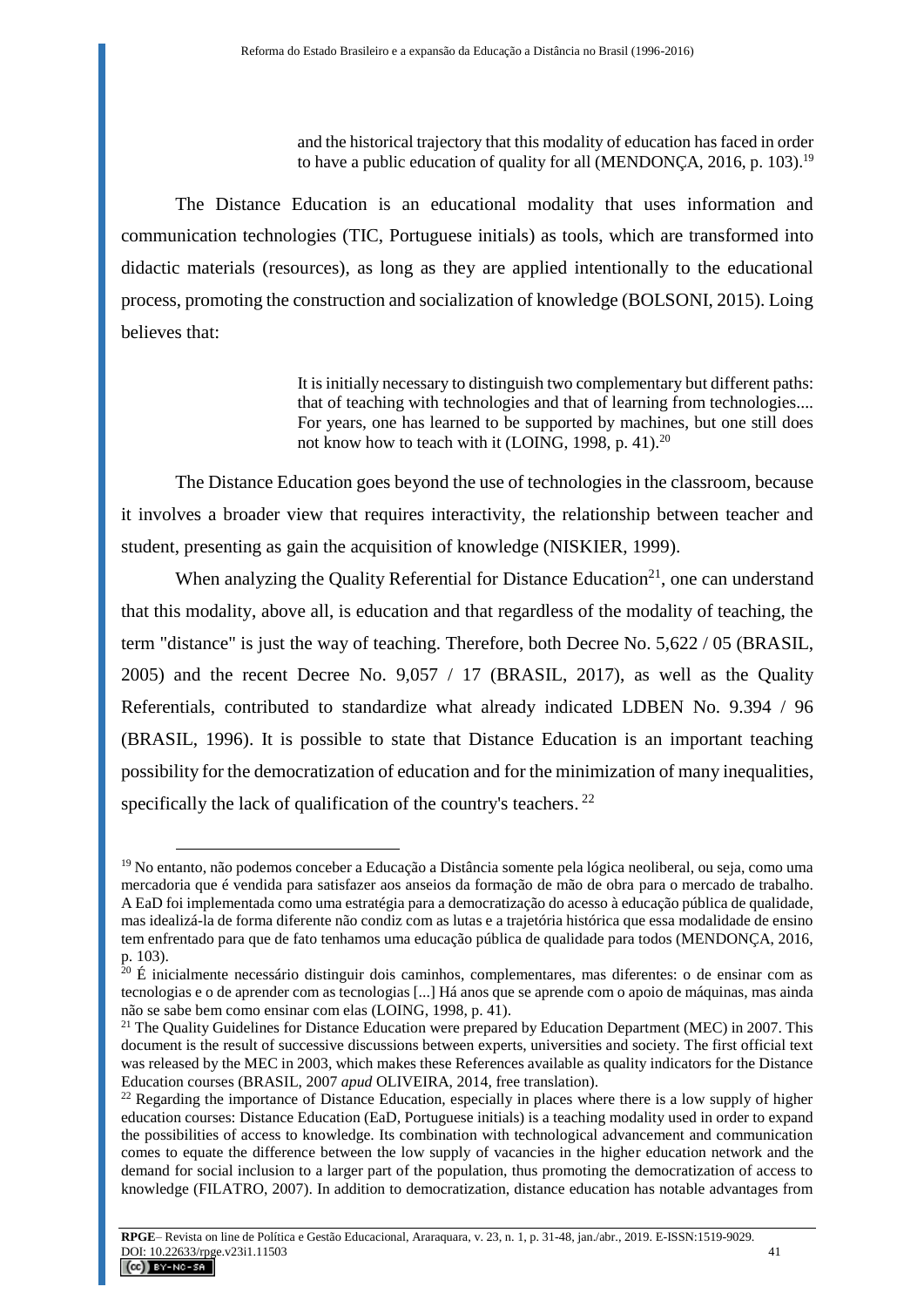> and the historical trajectory that this modality of education has faced in order to have a public education of quality for all (MENDONÇA, 2016, p. 103).[19]

The Distance Education is an educational modality that uses information and communication technologies (TIC, Portuguese initials) as tools, which are transformed into didactic materials (resources), as long as they are applied intentionally to the educational process, promoting the construction and socialization of knowledge (BOLSONI, 2015). Loing believes that:

> It is initially necessary to distinguish two complementary but different paths: that of teaching with technologies and that of learning from technologies.... For years, one has learned to be supported by machines, but one still does not know how to teach with it (LOING, 1998, p. 41).[20]

The Distance Education goes beyond the use of technologies in the classroom, because it involves a broader view that requires interactivity, the relationship between teacher and student, presenting as gain the acquisition of knowledge (NISKIER, 1999).

When analyzing the Quality Referential for Distance Education[21], one can understand that this modality, above all, is education and that regardless of the modality of teaching, the term "distance" is just the way of teaching. Therefore, both Decree No. 5,622 / 05 (BRASIL, 2005) and the recent Decree No. 9,057 / 17 (BRASIL, 2017), as well as the Quality Referentials, contributed to standardize what already indicated LDBEN No. 9.394 / 96 (BRASIL, 1996). It is possible to state that Distance Education is an important teaching possibility for the democratization of education and for the minimization of many inequalities, specifically the lack of qualification of the country's teachers. [22]

---

[19] No entanto, não podemos conceber a Educação a Distância somente pela lógica neoliberal, ou seja, como uma mercadoria que é vendida para satisfazer aos anseios da formação de mão de obra para o mercado de trabalho. A EaD foi implementada como uma estratégia para a democratização do acesso à educação pública de qualidade, mas idealizá-la de forma diferente não condiz com as lutas e a trajetória histórica que essa modalidade de ensino tem enfrentado para que de fato tenhamos uma educação pública de qualidade para todos (MENDONÇA, 2016, p. 103).

[20] É inicialmente necessário distinguir dois caminhos, complementares, mas diferentes: o de ensinar com as tecnologias e o de aprender com as tecnologias [...] Há anos que se aprende com o apoio de máquinas, mas ainda não se sabe bem como ensinar com elas (LOING, 1998, p. 41).

[21] The Quality Guidelines for Distance Education were prepared by Education Department (MEC) in 2007. This document is the result of successive discussions between experts, universities and society. The first official text was released by the MEC in 2003, which makes these References available as quality indicators for the Distance Education courses (BRASIL, 2007 *apud* OLIVEIRA, 2014, free translation).

[22] Regarding the importance of Distance Education, especially in places where there is a low supply of higher education courses: Distance Education (EaD, Portuguese initials) is a teaching modality used in order to expand the possibilities of access to knowledge. Its combination with technological advancement and communication comes to equate the difference between the low supply of vacancies in the higher education network and the demand for social inclusion to a larger part of the population, thus promoting the democratization of access to knowledge (FILATRO, 2007). In addition to democratization, distance education has notable advantages from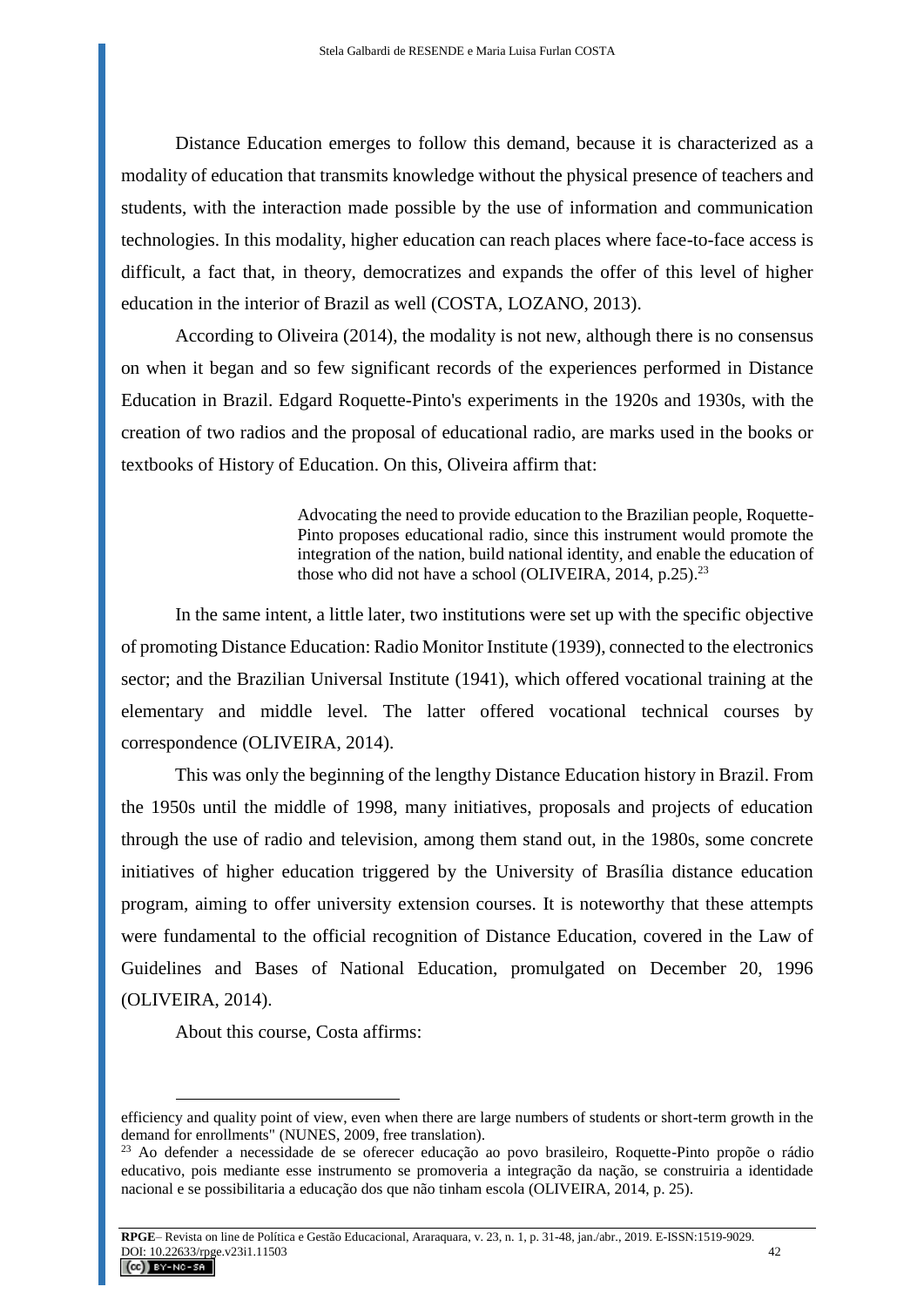Distance Education emerges to follow this demand, because it is characterized as a modality of education that transmits knowledge without the physical presence of teachers and students, with the interaction made possible by the use of information and communication technologies. In this modality, higher education can reach places where face-to-face access is difficult, a fact that, in theory, democratizes and expands the offer of this level of higher education in the interior of Brazil as well (COSTA, LOZANO, 2013).

According to Oliveira (2014), the modality is not new, although there is no consensus on when it began and so few significant records of the experiences performed in Distance Education in Brazil. Edgard Roquette-Pinto's experiments in the 1920s and 1930s, with the creation of two radios and the proposal of educational radio, are marks used in the books or textbooks of History of Education. On this, Oliveira affirm that:

> Advocating the need to provide education to the Brazilian people, Roquette-Pinto proposes educational radio, since this instrument would promote the integration of the nation, build national identity, and enable the education of those who did not have a school (OLIVEIRA, 2014, p.25).[23]

In the same intent, a little later, two institutions were set up with the specific objective of promoting Distance Education: Radio Monitor Institute (1939), connected to the electronics sector; and the Brazilian Universal Institute (1941), which offered vocational training at the elementary and middle level. The latter offered vocational technical courses by correspondence (OLIVEIRA, 2014).

This was only the beginning of the lengthy Distance Education history in Brazil. From the 1950s until the middle of 1998, many initiatives, proposals and projects of education through the use of radio and television, among them stand out, in the 1980s, some concrete initiatives of higher education triggered by the University of Brasília distance education program, aiming to offer university extension courses. It is noteworthy that these attempts were fundamental to the official recognition of Distance Education, covered in the Law of Guidelines and Bases of National Education, promulgated on December 20, 1996 (OLIVEIRA, 2014).

About this course, Costa affirms:

---

efficiency and quality point of view, even when there are large numbers of students or short-term growth in the demand for enrollments" (NUNES, 2009, free translation).

[23] Ao defender a necessidade de se oferecer educação ao povo brasileiro, Roquette-Pinto propõe o rádio educativo, pois mediante esse instrumento se promoveria a integração da nação, se construiria a identidade nacional e se possibilitaria a educação dos que não tinham escola (OLIVEIRA, 2014, p. 25).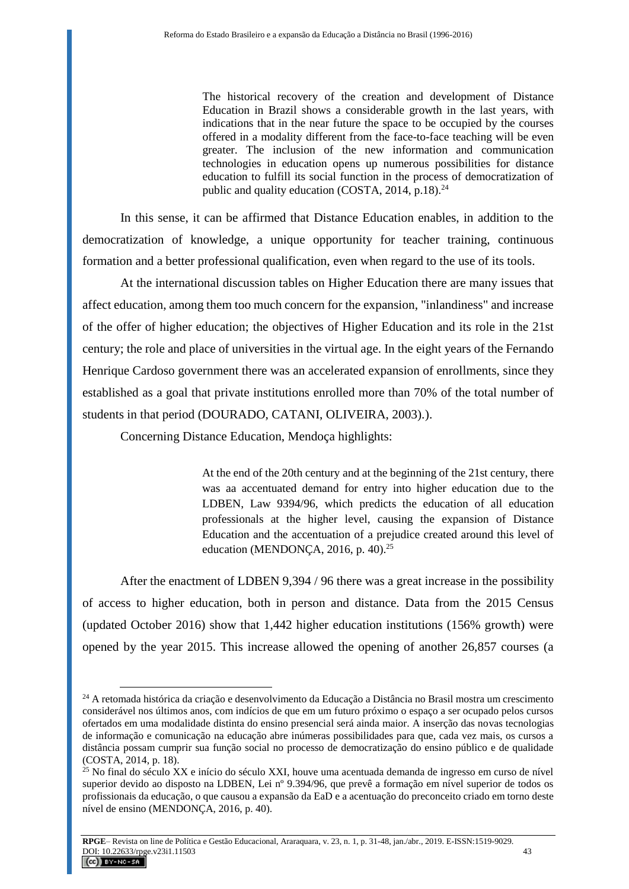> The historical recovery of the creation and development of Distance Education in Brazil shows a considerable growth in the last years, with indications that in the near future the space to be occupied by the courses offered in a modality different from the face-to-face teaching will be even greater. The inclusion of the new information and communication technologies in education opens up numerous possibilities for distance education to fulfill its social function in the process of democratization of public and quality education (COSTA, 2014, p.18).[24]

In this sense, it can be affirmed that Distance Education enables, in addition to the democratization of knowledge, a unique opportunity for teacher training, continuous formation and a better professional qualification, even when regard to the use of its tools.

At the international discussion tables on Higher Education there are many issues that affect education, among them too much concern for the expansion, "inlandiness" and increase of the offer of higher education; the objectives of Higher Education and its role in the 21st century; the role and place of universities in the virtual age. In the eight years of the Fernando Henrique Cardoso government there was an accelerated expansion of enrollments, since they established as a goal that private institutions enrolled more than 70% of the total number of students in that period (DOURADO, CATANI, OLIVEIRA, 2003).).

Concerning Distance Education, Mendoça highlights:

> At the end of the 20th century and at the beginning of the 21st century, there was aa accentuated demand for entry into higher education due to the LDBEN, Law 9394/96, which predicts the education of all education professionals at the higher level, causing the expansion of Distance Education and the accentuation of a prejudice created around this level of education (MENDONÇA, 2016, p. 40).[25]

After the enactment of LDBEN 9,394 / 96 there was a great increase in the possibility of access to higher education, both in person and distance. Data from the 2015 Census (updated October 2016) show that 1,442 higher education institutions (156% growth) were opened by the year 2015. This increase allowed the opening of another 26,857 courses (a

---

[24] A retomada histórica da criação e desenvolvimento da Educação a Distância no Brasil mostra um crescimento considerável nos últimos anos, com indícios de que em um futuro próximo o espaço a ser ocupado pelos cursos ofertados em uma modalidade distinta do ensino presencial será ainda maior. A inserção das novas tecnologias de informação e comunicação na educação abre inúmeras possibilidades para que, cada vez mais, os cursos a distância possam cumprir sua função social no processo de democratização do ensino público e de qualidade (COSTA, 2014, p. 18).

[25] No final do século XX e início do século XXI, houve uma acentuada demanda de ingresso em curso de nível superior devido ao disposto na LDBEN, Lei nº 9.394/96, que prevê a formação em nível superior de todos os profissionais da educação, o que causou a expansão da EaD e a acentuação do preconceito criado em torno deste nível de ensino (MENDONÇA, 2016, p. 40).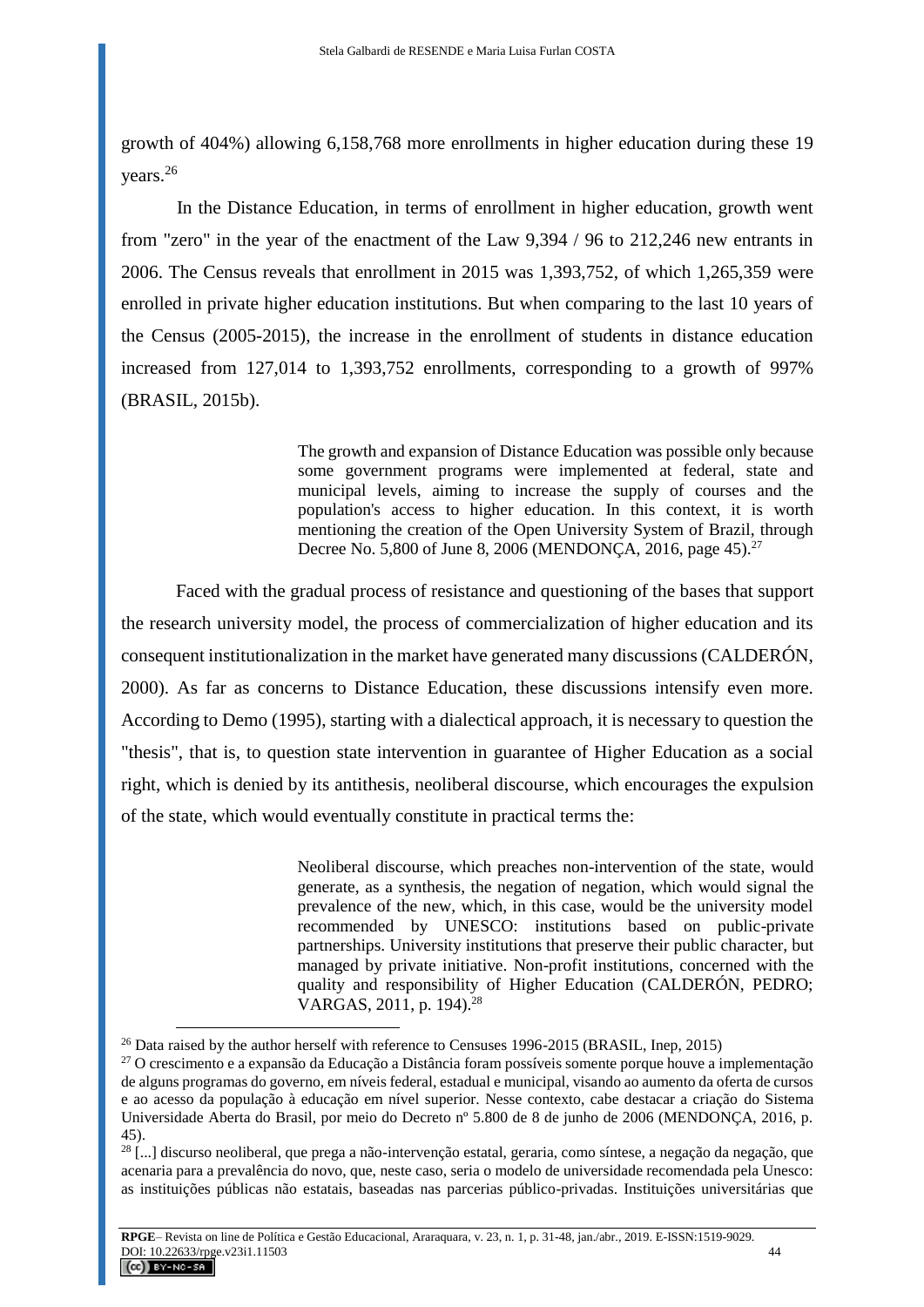growth of 404%) allowing 6,158,768 more enrollments in higher education during these 19 years.[26]

In the Distance Education, in terms of enrollment in higher education, growth went from "zero" in the year of the enactment of the Law 9,394 / 96 to 212,246 new entrants in 2006. The Census reveals that enrollment in 2015 was 1,393,752, of which 1,265,359 were enrolled in private higher education institutions. But when comparing to the last 10 years of the Census (2005-2015), the increase in the enrollment of students in distance education increased from 127,014 to 1,393,752 enrollments, corresponding to a growth of 997% (BRASIL, 2015b).

> The growth and expansion of Distance Education was possible only because some government programs were implemented at federal, state and municipal levels, aiming to increase the supply of courses and the population's access to higher education. In this context, it is worth mentioning the creation of the Open University System of Brazil, through Decree No. 5,800 of June 8, 2006 (MENDONÇA, 2016, page 45).[27]

Faced with the gradual process of resistance and questioning of the bases that support the research university model, the process of commercialization of higher education and its consequent institutionalization in the market have generated many discussions (CALDERÓN, 2000). As far as concerns to Distance Education, these discussions intensify even more. According to Demo (1995), starting with a dialectical approach, it is necessary to question the "thesis", that is, to question state intervention in guarantee of Higher Education as a social right, which is denied by its antithesis, neoliberal discourse, which encourages the expulsion of the state, which would eventually constitute in practical terms the:

> Neoliberal discourse, which preaches non-intervention of the state, would generate, as a synthesis, the negation of negation, which would signal the prevalence of the new, which, in this case, would be the university model recommended by UNESCO: institutions based on public-private partnerships. University institutions that preserve their public character, but managed by private initiative. Non-profit institutions, concerned with the quality and responsibility of Higher Education (CALDERÓN, PEDRO; VARGAS, 2011, p. 194).[28]

---

[26] Data raised by the author herself with reference to Censuses 1996-2015 (BRASIL, Inep, 2015)

[27] O crescimento e a expansão da Educação a Distância foram possíveis somente porque houve a implementação de alguns programas do governo, em níveis federal, estadual e municipal, visando ao aumento da oferta de cursos e ao acesso da população à educação em nível superior. Nesse contexto, cabe destacar a criação do Sistema Universidade Aberta do Brasil, por meio do Decreto nº 5.800 de 8 de junho de 2006 (MENDONÇA, 2016, p. 45).

[28] [...] discurso neoliberal, que prega a não-intervenção estatal, geraria, como síntese, a negação da negação, que acenaria para a prevalência do novo, que, neste caso, seria o modelo de universidade recomendada pela Unesco: as instituições públicas não estatais, baseadas nas parcerias público-privadas. Instituições universitárias que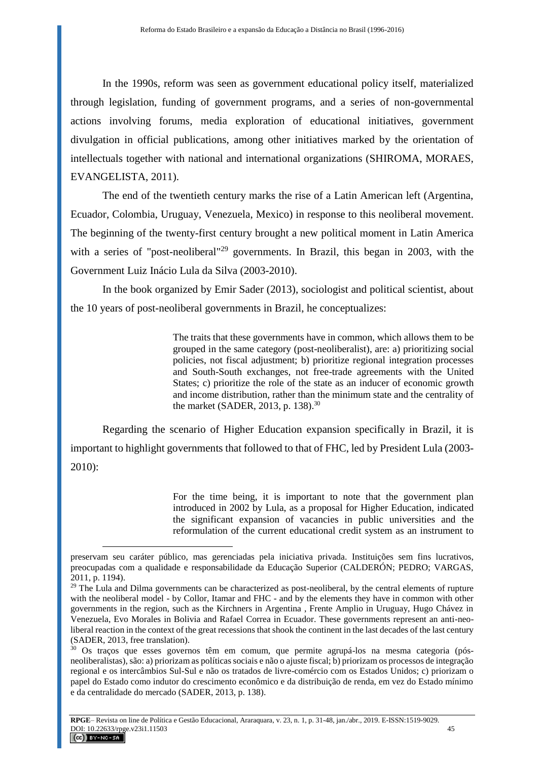In the 1990s, reform was seen as government educational policy itself, materialized through legislation, funding of government programs, and a series of non-governmental actions involving forums, media exploration of educational initiatives, government divulgation in official publications, among other initiatives marked by the orientation of intellectuals together with national and international organizations (SHIROMA, MORAES, EVANGELISTA, 2011).

The end of the twentieth century marks the rise of a Latin American left (Argentina, Ecuador, Colombia, Uruguay, Venezuela, Mexico) in response to this neoliberal movement. The beginning of the twenty-first century brought a new political moment in Latin America with a series of "post-neoliberal"[29] governments. In Brazil, this began in 2003, with the Government Luiz Inácio Lula da Silva (2003-2010).

In the book organized by Emir Sader (2013), sociologist and political scientist, about the 10 years of post-neoliberal governments in Brazil, he conceptualizes:

> The traits that these governments have in common, which allows them to be grouped in the same category (post-neoliberalist), are: a) prioritizing social policies, not fiscal adjustment; b) prioritize regional integration processes and South-South exchanges, not free-trade agreements with the United States; c) prioritize the role of the state as an inducer of economic growth and income distribution, rather than the minimum state and the centrality of the market (SADER, 2013, p. 138).[30]

Regarding the scenario of Higher Education expansion specifically in Brazil, it is important to highlight governments that followed to that of FHC, led by President Lula (2003-2010):

> For the time being, it is important to note that the government plan introduced in 2002 by Lula, as a proposal for Higher Education, indicated the significant expansion of vacancies in public universities and the reformulation of the current educational credit system as an instrument to

---

preservam seu caráter público, mas gerenciadas pela iniciativa privada. Instituições sem fins lucrativos, preocupadas com a qualidade e responsabilidade da Educação Superior (CALDERÓN; PEDRO; VARGAS, 2011, p. 1194).

[29] The Lula and Dilma governments can be characterized as post-neoliberal, by the central elements of rupture with the neoliberal model - by Collor, Itamar and FHC - and by the elements they have in common with other governments in the region, such as the Kirchners in Argentina , Frente Amplio in Uruguay, Hugo Chávez in Venezuela, Evo Morales in Bolivia and Rafael Correa in Ecuador. These governments represent an anti-neo-liberal reaction in the context of the great recessions that shook the continent in the last decades of the last century (SADER, 2013, free translation).

[30] Os traços que esses governos têm em comum, que permite agrupá-los na mesma categoria (pós-neoliberalistas), são: a) priorizam as políticas sociais e não o ajuste fiscal; b) priorizam os processos de integração regional e os intercâmbios Sul-Sul e não os tratados de livre-comércio com os Estados Unidos; c) priorizam o papel do Estado como indutor do crescimento econômico e da distribuição de renda, em vez do Estado mínimo e da centralidade do mercado (SADER, 2013, p. 138).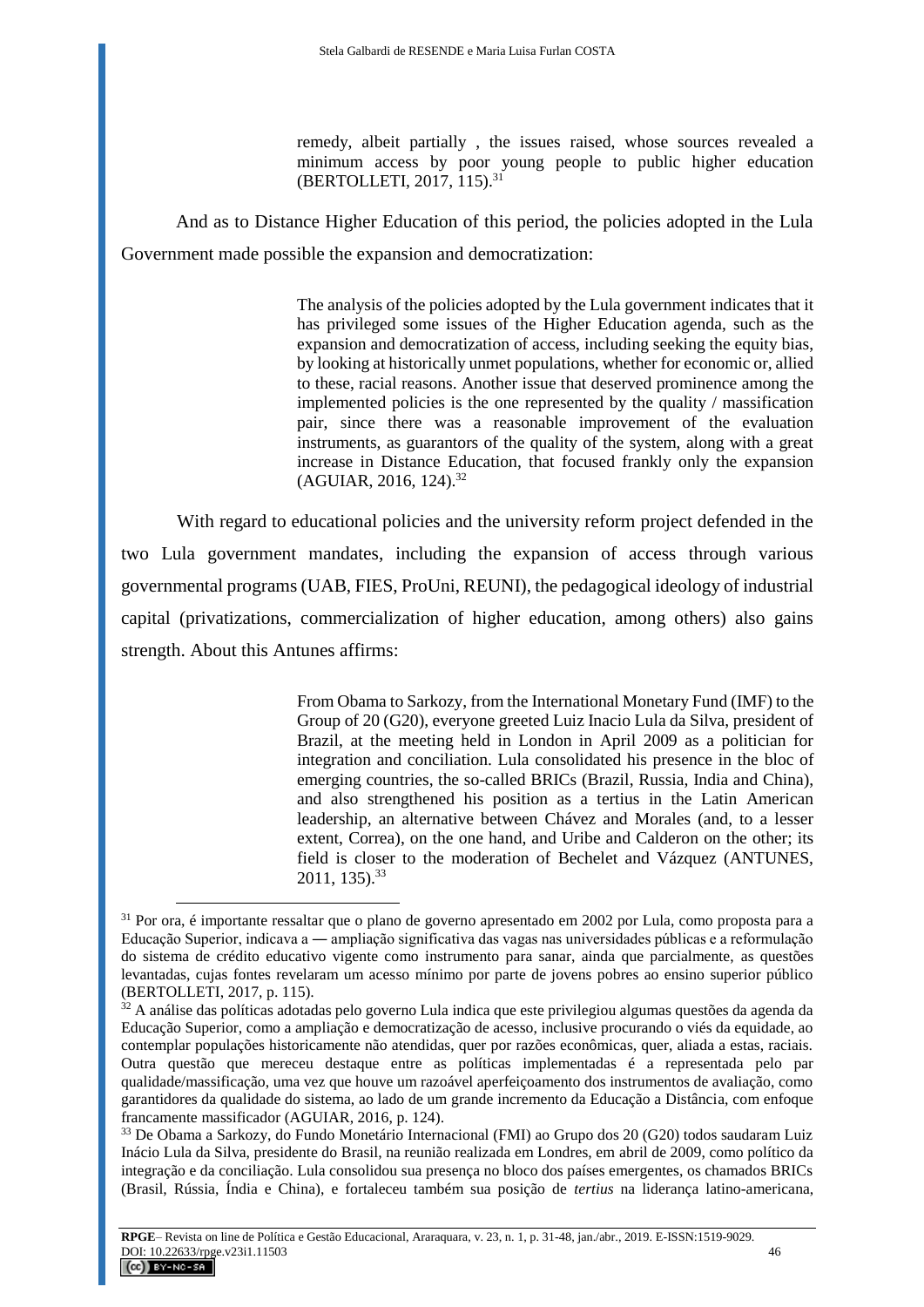> remedy, albeit partially , the issues raised, whose sources revealed a minimum access by poor young people to public higher education (BERTOLLETI, 2017, 115).[31]

And as to Distance Higher Education of this period, the policies adopted in the Lula Government made possible the expansion and democratization:

> The analysis of the policies adopted by the Lula government indicates that it has privileged some issues of the Higher Education agenda, such as the expansion and democratization of access, including seeking the equity bias, by looking at historically unmet populations, whether for economic or, allied to these, racial reasons. Another issue that deserved prominence among the implemented policies is the one represented by the quality / massification pair, since there was a reasonable improvement of the evaluation instruments, as guarantors of the quality of the system, along with a great increase in Distance Education, that focused frankly only the expansion (AGUIAR, 2016, 124).[32]

With regard to educational policies and the university reform project defended in the two Lula government mandates, including the expansion of access through various governmental programs (UAB, FIES, ProUni, REUNI), the pedagogical ideology of industrial capital (privatizations, commercialization of higher education, among others) also gains strength. About this Antunes affirms:

> From Obama to Sarkozy, from the International Monetary Fund (IMF) to the Group of 20 (G20), everyone greeted Luiz Inacio Lula da Silva, president of Brazil, at the meeting held in London in April 2009 as a politician for integration and conciliation. Lula consolidated his presence in the bloc of emerging countries, the so-called BRICs (Brazil, Russia, India and China), and also strengthened his position as a tertius in the Latin American leadership, an alternative between Chávez and Morales (and, to a lesser extent, Correa), on the one hand, and Uribe and Calderon on the other; its field is closer to the moderation of Bechelet and Vázquez (ANTUNES, 2011, 135).[33]

---

[31] Por ora, é importante ressaltar que o plano de governo apresentado em 2002 por Lula, como proposta para a Educação Superior, indicava a ― ampliação significativa das vagas nas universidades públicas e a reformulação do sistema de crédito educativo vigente como instrumento para sanar, ainda que parcialmente, as questões levantadas, cujas fontes revelaram um acesso mínimo por parte de jovens pobres ao ensino superior público (BERTOLLETI, 2017, p. 115).

[32] A análise das políticas adotadas pelo governo Lula indica que este privilegiou algumas questões da agenda da Educação Superior, como a ampliação e democratização de acesso, inclusive procurando o viés da equidade, ao contemplar populações historicamente não atendidas, quer por razões econômicas, quer, aliada a estas, raciais. Outra questão que mereceu destaque entre as políticas implementadas é a representada pelo par qualidade/massificação, uma vez que houve um razoável aperfeiçoamento dos instrumentos de avaliação, como garantidores da qualidade do sistema, ao lado de um grande incremento da Educação a Distância, com enfoque francamente massificador (AGUIAR, 2016, p. 124).

[33] De Obama a Sarkozy, do Fundo Monetário Internacional (FMI) ao Grupo dos 20 (G20) todos saudaram Luiz Inácio Lula da Silva, presidente do Brasil, na reunião realizada em Londres, em abril de 2009, como político da integração e da conciliação. Lula consolidou sua presença no bloco dos países emergentes, os chamados BRICs (Brasil, Rússia, Índia e China), e fortaleceu também sua posição de *tertius* na liderança latino-americana,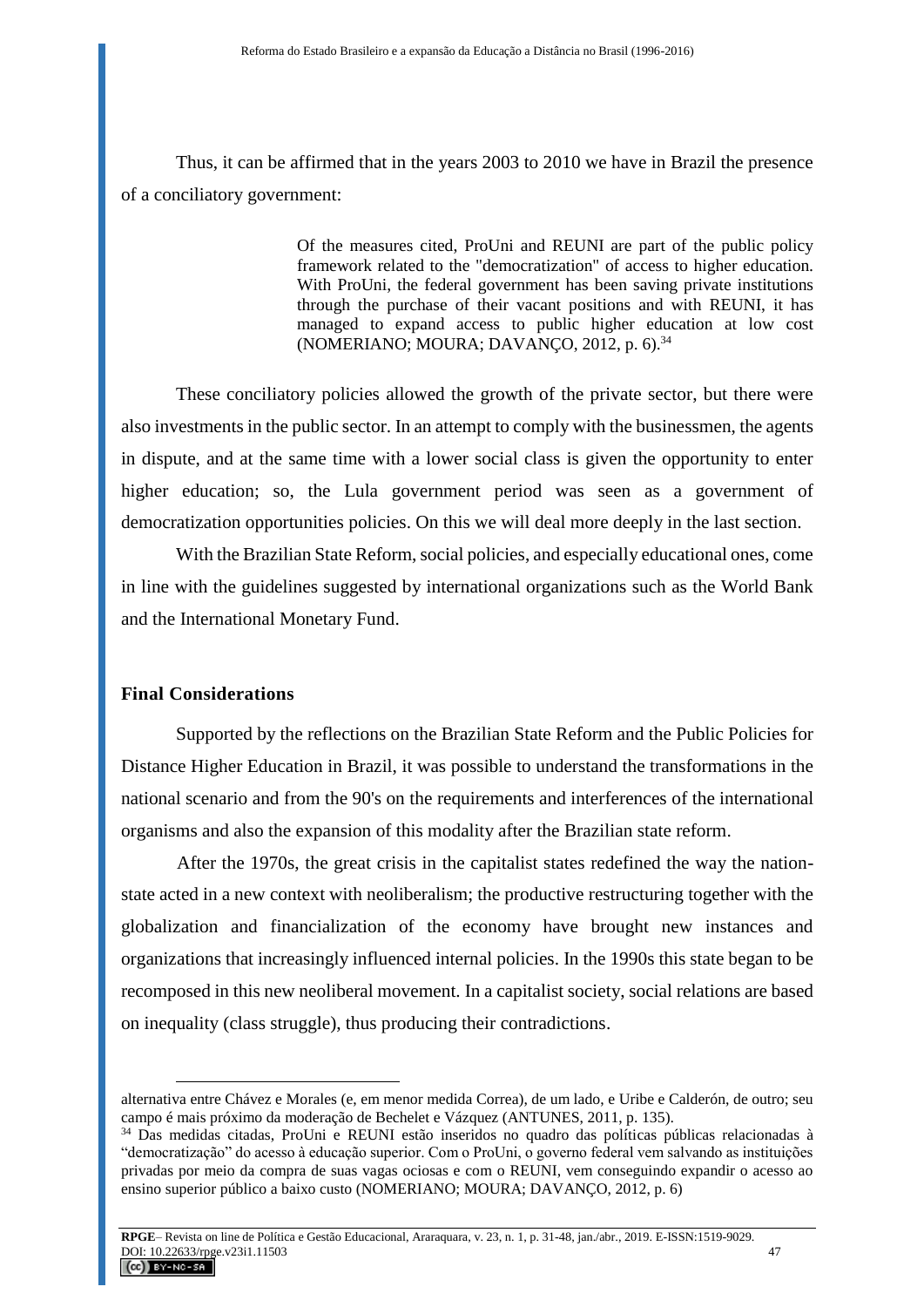Thus, it can be affirmed that in the years 2003 to 2010 we have in Brazil the presence of a conciliatory government:

> Of the measures cited, ProUni and REUNI are part of the public policy framework related to the "democratization" of access to higher education. With ProUni, the federal government has been saving private institutions through the purchase of their vacant positions and with REUNI, it has managed to expand access to public higher education at low cost (NOMERIANO; MOURA; DAVANÇO, 2012, p. 6).[34]

These conciliatory policies allowed the growth of the private sector, but there were also investments in the public sector. In an attempt to comply with the businessmen, the agents in dispute, and at the same time with a lower social class is given the opportunity to enter higher education; so, the Lula government period was seen as a government of democratization opportunities policies. On this we will deal more deeply in the last section.

With the Brazilian State Reform, social policies, and especially educational ones, come in line with the guidelines suggested by international organizations such as the World Bank and the International Monetary Fund.

## Final Considerations

Supported by the reflections on the Brazilian State Reform and the Public Policies for Distance Higher Education in Brazil, it was possible to understand the transformations in the national scenario and from the 90's on the requirements and interferences of the international organisms and also the expansion of this modality after the Brazilian state reform.

After the 1970s, the great crisis in the capitalist states redefined the way the nation-state acted in a new context with neoliberalism; the productive restructuring together with the globalization and financialization of the economy have brought new instances and organizations that increasingly influenced internal policies. In the 1990s this state began to be recomposed in this new neoliberal movement. In a capitalist society, social relations are based on inequality (class struggle), thus producing their contradictions.

---

alternativa entre Chávez e Morales (e, em menor medida Correa), de um lado, e Uribe e Calderón, de outro; seu campo é mais próximo da moderação de Bechelet e Vázquez (ANTUNES, 2011, p. 135).

[34] Das medidas citadas, ProUni e REUNI estão inseridos no quadro das políticas públicas relacionadas à "democratização" do acesso à educação superior. Com o ProUni, o governo federal vem salvando as instituições privadas por meio da compra de suas vagas ociosas e com o REUNI, vem conseguindo expandir o acesso ao ensino superior público a baixo custo (NOMERIANO; MOURA; DAVANÇO, 2012, p. 6)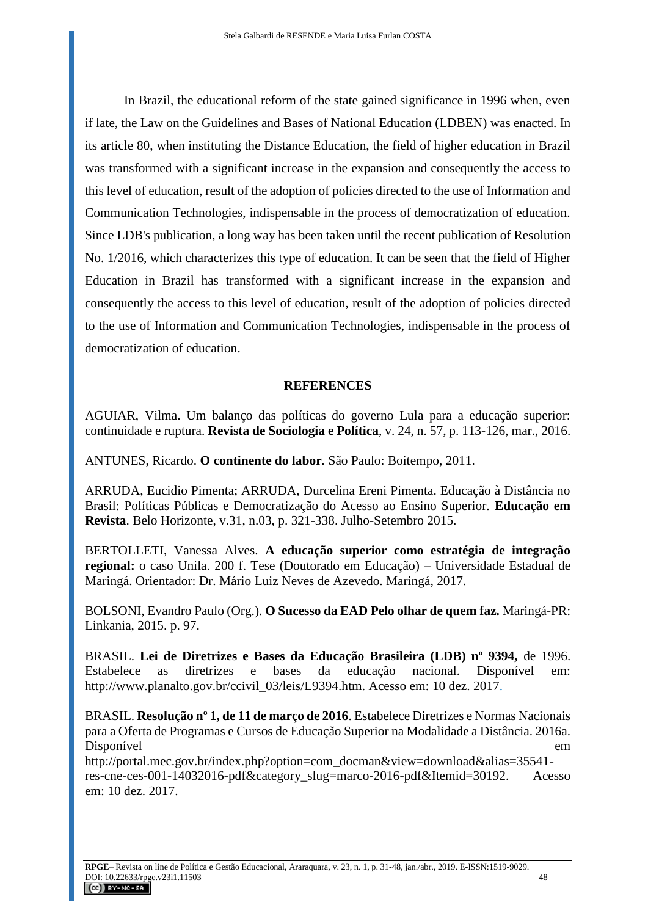In Brazil, the educational reform of the state gained significance in 1996 when, even if late, the Law on the Guidelines and Bases of National Education (LDBEN) was enacted. In its article 80, when instituting the Distance Education, the field of higher education in Brazil was transformed with a significant increase in the expansion and consequently the access to this level of education, result of the adoption of policies directed to the use of Information and Communication Technologies, indispensable in the process of democratization of education. Since LDB's publication, a long way has been taken until the recent publication of Resolution No. 1/2016, which characterizes this type of education. It can be seen that the field of Higher Education in Brazil has transformed with a significant increase in the expansion and consequently the access to this level of education, result of the adoption of policies directed to the use of Information and Communication Technologies, indispensable in the process of democratization of education.

## REFERENCES

AGUIAR, Vilma. Um balanço das políticas do governo Lula para a educação superior: continuidade e ruptura. **Revista de Sociologia e Política**, v. 24, n. 57, p. 113-126, mar., 2016.

ANTUNES, Ricardo. **O continente do labor**. São Paulo: Boitempo, 2011.

ARRUDA, Eucidio Pimenta; ARRUDA, Durcelina Ereni Pimenta. Educação à Distância no Brasil: Políticas Públicas e Democratização do Acesso ao Ensino Superior. **Educação em Revista**. Belo Horizonte, v.31, n.03, p. 321-338. Julho-Setembro 2015.

BERTOLLETI, Vanessa Alves. **A educação superior como estratégia de integração regional:** o caso Unila. 200 f. Tese (Doutorado em Educação) – Universidade Estadual de Maringá. Orientador: Dr. Mário Luiz Neves de Azevedo. Maringá, 2017.

BOLSONI, Evandro Paulo (Org.). **O Sucesso da EAD Pelo olhar de quem faz.** Maringá-PR: Linkania, 2015. p. 97.

BRASIL. **Lei de Diretrizes e Bases da Educação Brasileira (LDB) nº 9394,** de 1996. Estabelece as diretrizes e bases da educação nacional. Disponível em: http://www.planalto.gov.br/ccivil_03/leis/L9394.htm. Acesso em: 10 dez. 2017.

BRASIL. **Resolução nº 1, de 11 de março de 2016**. Estabelece Diretrizes e Normas Nacionais para a Oferta de Programas e Cursos de Educação Superior na Modalidade a Distância. 2016a. Disponível em http://portal.mec.gov.br/index.php?option=com_docman&view=download&alias=35541-res-cne-ces-001-14032016-pdf&category_slug=marco-2016-pdf&Itemid=30192. Acesso em: 10 dez. 2017.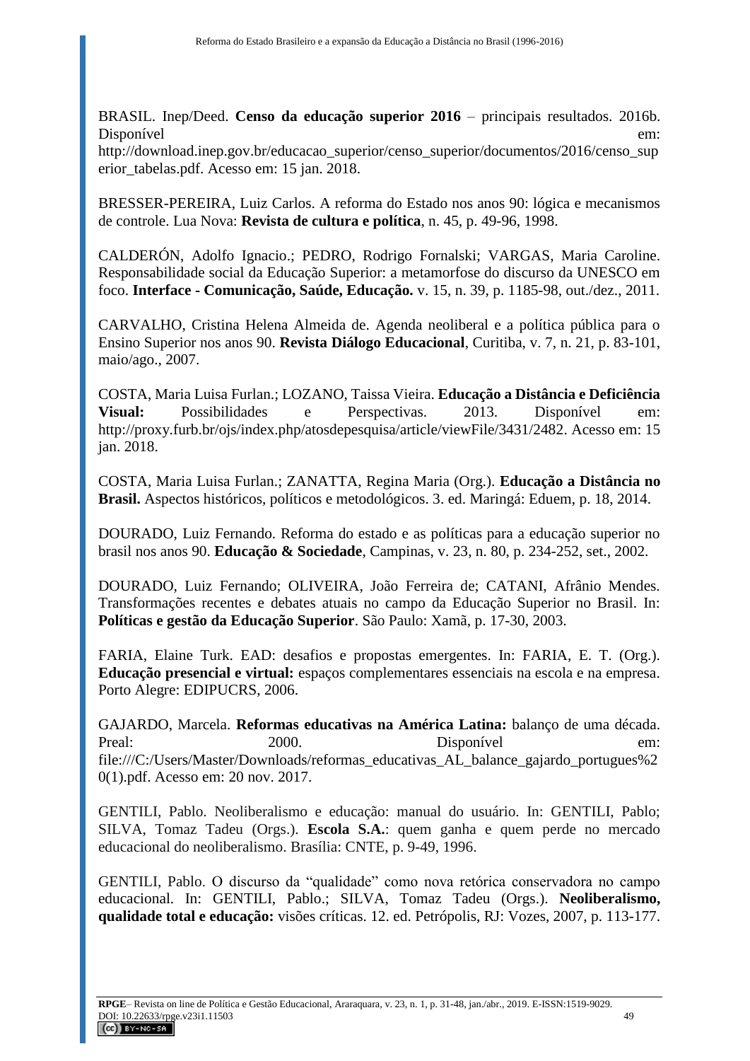BRASIL. Inep/Deed. **Censo da educação superior 2016** – principais resultados. 2016b. Disponível em: http://download.inep.gov.br/educacao_superior/censo_superior/documentos/2016/censo_superior_tabelas.pdf. Acesso em: 15 jan. 2018.

BRESSER-PEREIRA, Luiz Carlos. A reforma do Estado nos anos 90: lógica e mecanismos de controle. Lua Nova: **Revista de cultura e política**, n. 45, p. 49-96, 1998.

CALDERÓN, Adolfo Ignacio.; PEDRO, Rodrigo Fornalski; VARGAS, Maria Caroline. Responsabilidade social da Educação Superior: a metamorfose do discurso da UNESCO em foco. **Interface - Comunicação, Saúde, Educação.** v. 15, n. 39, p. 1185-98, out./dez., 2011.

CARVALHO, Cristina Helena Almeida de. Agenda neoliberal e a política pública para o Ensino Superior nos anos 90. **Revista Diálogo Educacional**, Curitiba, v. 7, n. 21, p. 83-101, maio/ago., 2007.

COSTA, Maria Luisa Furlan.; LOZANO, Taissa Vieira. **Educação a Distância e Deficiência Visual:** Possibilidades e Perspectivas. 2013. Disponível em: http://proxy.furb.br/ojs/index.php/atosdepesquisa/article/viewFile/3431/2482. Acesso em: 15 jan. 2018.

COSTA, Maria Luisa Furlan.; ZANATTA, Regina Maria (Org.). **Educação a Distância no Brasil.** Aspectos históricos, políticos e metodológicos. 3. ed. Maringá: Eduem, p. 18, 2014.

DOURADO, Luiz Fernando. Reforma do estado e as políticas para a educação superior no brasil nos anos 90. **Educação & Sociedade**, Campinas, v. 23, n. 80, p. 234-252, set., 2002.

DOURADO, Luiz Fernando; OLIVEIRA, João Ferreira de; CATANI, Afrânio Mendes. Transformações recentes e debates atuais no campo da Educação Superior no Brasil. In: **Políticas e gestão da Educação Superior**. São Paulo: Xamã, p. 17-30, 2003.

FARIA, Elaine Turk. EAD: desafios e propostas emergentes. In: FARIA, E. T. (Org.). **Educação presencial e virtual:** espaços complementares essenciais na escola e na empresa. Porto Alegre: EDIPUCRS, 2006.

GAJARDO, Marcela. **Reformas educativas na América Latina:** balanço de uma década. Preal: 2000. Disponível em: file:///C:/Users/Master/Downloads/reformas_educativas_AL_balance_gajardo_portugues%20(1).pdf. Acesso em: 20 nov. 2017.

GENTILI, Pablo. Neoliberalismo e educação: manual do usuário. In: GENTILI, Pablo; SILVA, Tomaz Tadeu (Orgs.). **Escola S.A.**: quem ganha e quem perde no mercado educacional do neoliberalismo. Brasília: CNTE, p. 9-49, 1996.

GENTILI, Pablo. O discurso da "qualidade" como nova retórica conservadora no campo educacional. In: GENTILI, Pablo.; SILVA, Tomaz Tadeu (Orgs.). **Neoliberalismo, qualidade total e educação:** visões críticas. 12. ed. Petrópolis, RJ: Vozes, 2007, p. 113-177.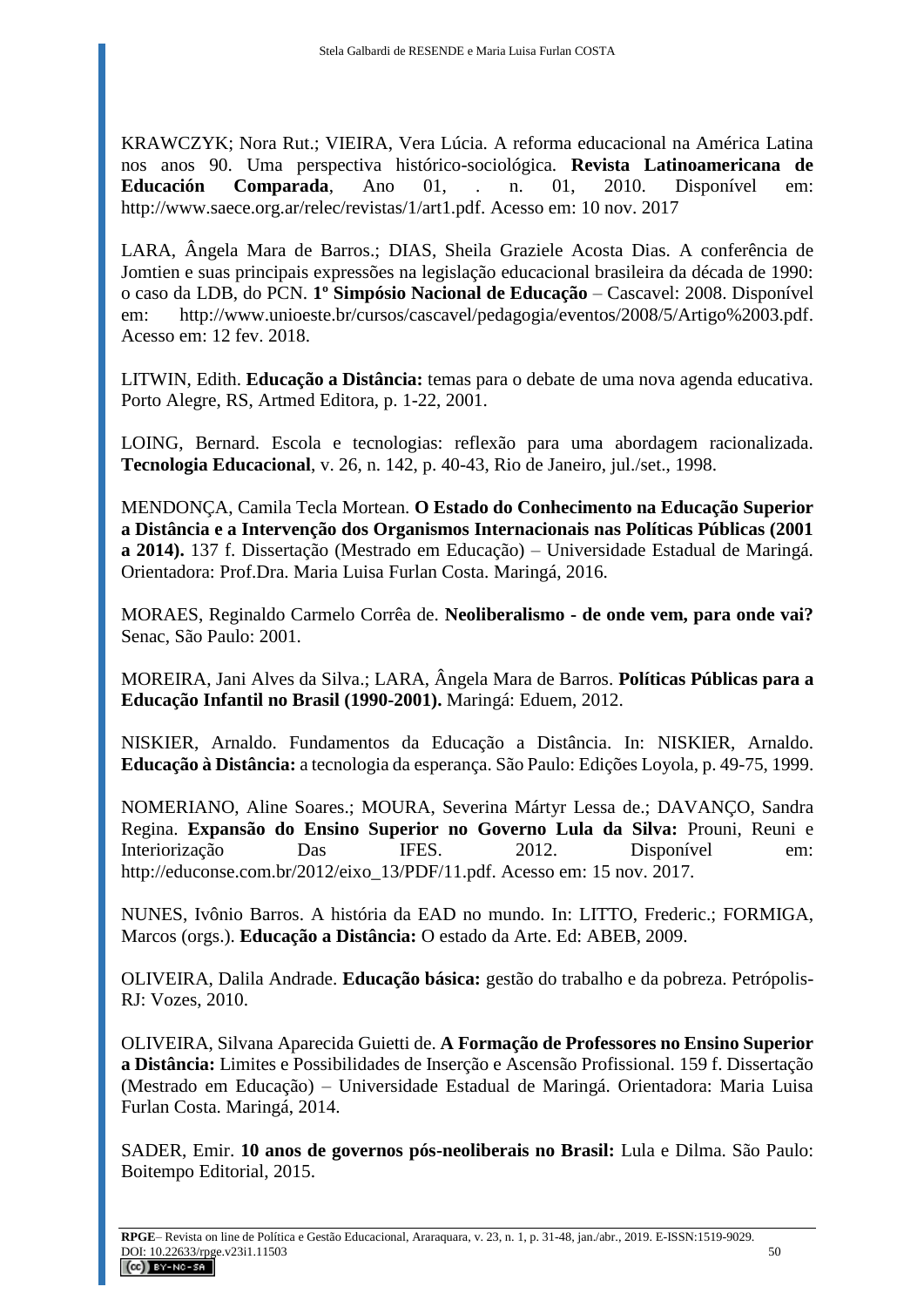KRAWCZYK; Nora Rut.; VIEIRA, Vera Lúcia. A reforma educacional na América Latina nos anos 90. Uma perspectiva histórico-sociológica. **Revista Latinoamericana de Educación Comparada**, Ano 01, . n. 01, 2010. Disponível em: http://www.saece.org.ar/relec/revistas/1/art1.pdf. Acesso em: 10 nov. 2017

LARA, Ângela Mara de Barros.; DIAS, Sheila Graziele Acosta Dias. A conferência de Jomtien e suas principais expressões na legislação educacional brasileira da década de 1990: o caso da LDB, do PCN. **1º Simpósio Nacional de Educação** – Cascavel: 2008. Disponível em: http://www.unioeste.br/cursos/cascavel/pedagogia/eventos/2008/5/Artigo%2003.pdf. Acesso em: 12 fev. 2018.

LITWIN, Edith. **Educação a Distância:** temas para o debate de uma nova agenda educativa. Porto Alegre, RS, Artmed Editora, p. 1-22, 2001.

LOING, Bernard. Escola e tecnologias: reflexão para uma abordagem racionalizada. **Tecnologia Educacional**, v. 26, n. 142, p. 40-43, Rio de Janeiro, jul./set., 1998.

MENDONÇA, Camila Tecla Mortean. **O Estado do Conhecimento na Educação Superior a Distância e a Intervenção dos Organismos Internacionais nas Políticas Públicas (2001 a 2014).** 137 f. Dissertação (Mestrado em Educação) – Universidade Estadual de Maringá. Orientadora: Prof.Dra. Maria Luisa Furlan Costa. Maringá, 2016.

MORAES, Reginaldo Carmelo Corrêa de. **Neoliberalismo - de onde vem, para onde vai?** Senac, São Paulo: 2001.

MOREIRA, Jani Alves da Silva.; LARA, Ângela Mara de Barros. **Políticas Públicas para a Educação Infantil no Brasil (1990-2001).** Maringá: Eduem, 2012.

NISKIER, Arnaldo. Fundamentos da Educação a Distância. In: NISKIER, Arnaldo. **Educação à Distância:** a tecnologia da esperança. São Paulo: Edições Loyola, p. 49-75, 1999.

NOMERIANO, Aline Soares.; MOURA, Severina Mártyr Lessa de.; DAVANÇO, Sandra Regina. **Expansão do Ensino Superior no Governo Lula da Silva:** Prouni, Reuni e Interiorização Das IFES. 2012. Disponível em: http://educonse.com.br/2012/eixo_13/PDF/11.pdf. Acesso em: 15 nov. 2017.

NUNES, Ivônio Barros. A história da EAD no mundo. In: LITTO, Frederic.; FORMIGA, Marcos (orgs.). **Educação a Distância:** O estado da Arte. Ed: ABEB, 2009.

OLIVEIRA, Dalila Andrade. **Educação básica:** gestão do trabalho e da pobreza. Petrópolis-RJ: Vozes, 2010.

OLIVEIRA, Silvana Aparecida Guietti de. **A Formação de Professores no Ensino Superior a Distância:** Limites e Possibilidades de Inserção e Ascensão Profissional. 159 f. Dissertação (Mestrado em Educação) – Universidade Estadual de Maringá. Orientadora: Maria Luisa Furlan Costa. Maringá, 2014.

SADER, Emir. **10 anos de governos pós-neoliberais no Brasil:** Lula e Dilma. São Paulo: Boitempo Editorial, 2015.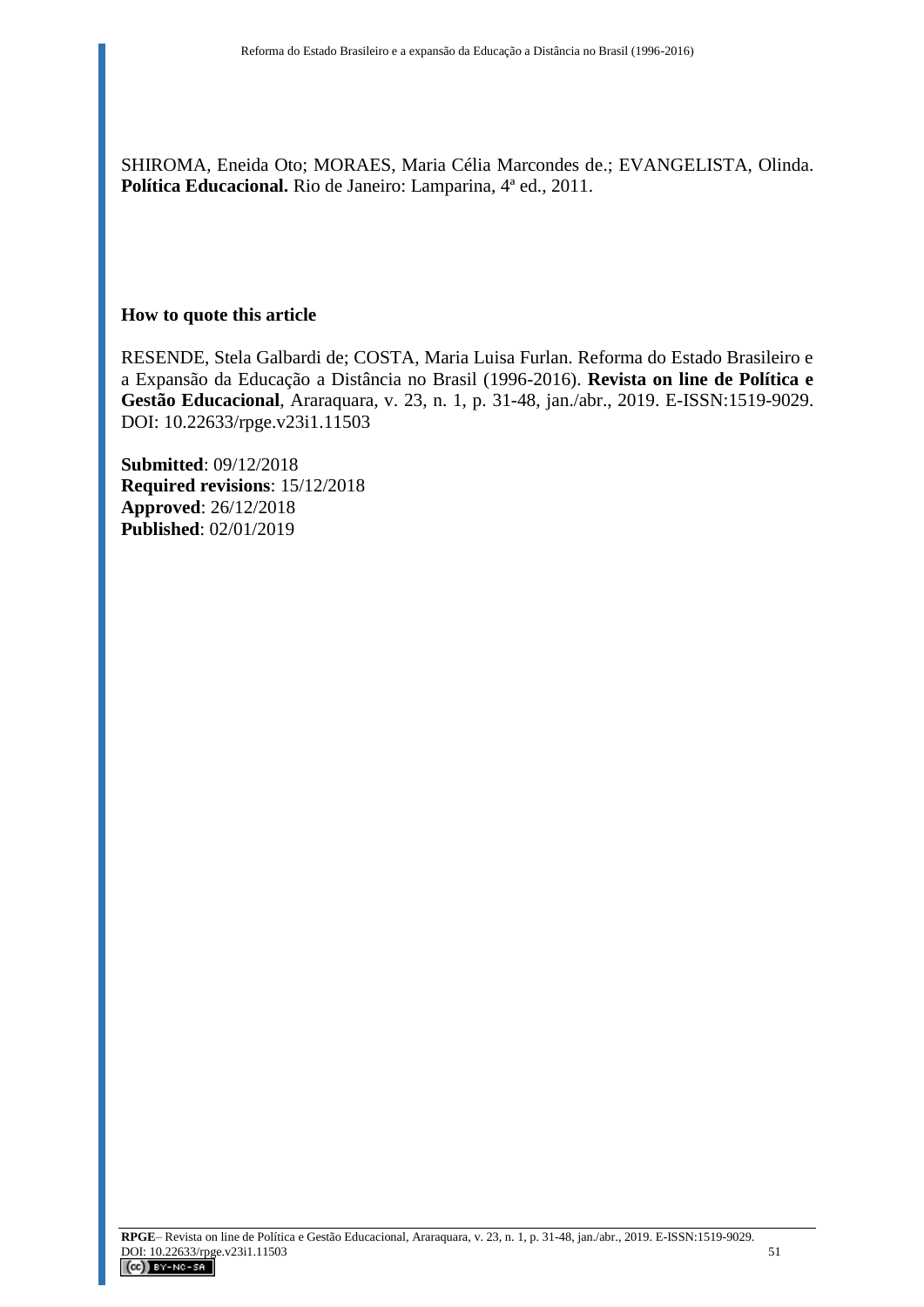SHIROMA, Eneida Oto; MORAES, Maria Célia Marcondes de.; EVANGELISTA, Olinda. **Política Educacional.** Rio de Janeiro: Lamparina, 4ª ed., 2011.

### How to quote this article

RESENDE, Stela Galbardi de; COSTA, Maria Luisa Furlan. Reforma do Estado Brasileiro e a Expansão da Educação a Distância no Brasil (1996-2016). **Revista on line de Política e Gestão Educacional**, Araraquara, v. 23, n. 1, p. 31-48, jan./abr., 2019. E-ISSN:1519-9029. DOI: 10.22633/rpge.v23i1.11503

**Submitted**: 09/12/2018
**Required revisions**: 15/12/2018
**Approved**: 26/12/2018
**Published**: 02/01/2019